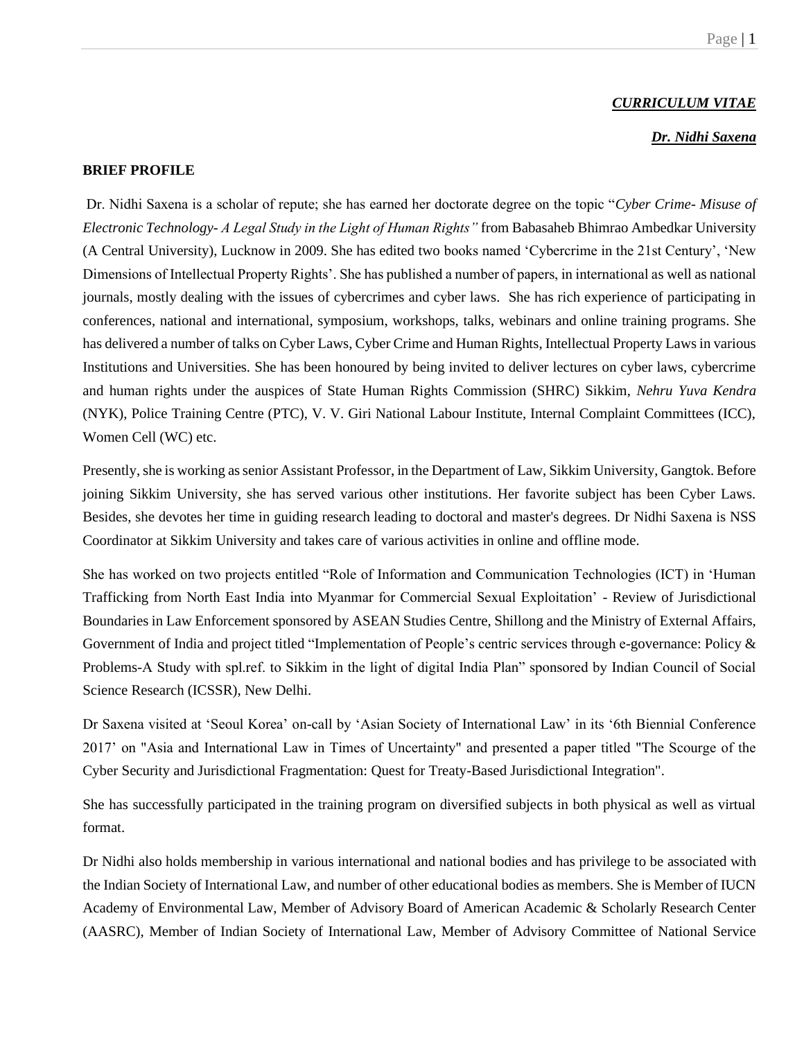***CURRICULUM VITAE***

***Dr. Nidhi Saxena***

**BRIEF PROFILE**

Dr. Nidhi Saxena is a scholar of repute; she has earned her doctorate degree on the topic "*Cyber Crime- Misuse of Electronic Technology- A Legal Study in the Light of Human Rights"* from Babasaheb Bhimrao Ambedkar University (A Central University), Lucknow in 2009. She has edited two books named 'Cybercrime in the 21st Century', 'New Dimensions of Intellectual Property Rights'. She has published a number of papers, in international as well as national journals, mostly dealing with the issues of cybercrimes and cyber laws. She has rich experience of participating in conferences, national and international, symposium, workshops, talks, webinars and online training programs. She has delivered a number of talks on Cyber Laws, Cyber Crime and Human Rights, Intellectual Property Laws in various Institutions and Universities. She has been honoured by being invited to deliver lectures on cyber laws, cybercrime and human rights under the auspices of State Human Rights Commission (SHRC) Sikkim, *Nehru Yuva Kendra* (NYK), Police Training Centre (PTC), V. V. Giri National Labour Institute, Internal Complaint Committees (ICC), Women Cell (WC) etc.

Presently, she is working as senior Assistant Professor, in the Department of Law, Sikkim University, Gangtok. Before joining Sikkim University, she has served various other institutions. Her favorite subject has been Cyber Laws. Besides, she devotes her time in guiding research leading to doctoral and master's degrees. Dr Nidhi Saxena is NSS Coordinator at Sikkim University and takes care of various activities in online and offline mode.

She has worked on two projects entitled "Role of Information and Communication Technologies (ICT) in 'Human Trafficking from North East India into Myanmar for Commercial Sexual Exploitation' - Review of Jurisdictional Boundaries in Law Enforcement sponsored by ASEAN Studies Centre, Shillong and the Ministry of External Affairs, Government of India and project titled "Implementation of People's centric services through e-governance: Policy & Problems-A Study with spl.ref. to Sikkim in the light of digital India Plan" sponsored by Indian Council of Social Science Research (ICSSR), New Delhi.

Dr Saxena visited at 'Seoul Korea' on-call by 'Asian Society of International Law' in its '6th Biennial Conference 2017' on "Asia and International Law in Times of Uncertainty" and presented a paper titled "The Scourge of the Cyber Security and Jurisdictional Fragmentation: Quest for Treaty-Based Jurisdictional Integration".

She has successfully participated in the training program on diversified subjects in both physical as well as virtual format.

Dr Nidhi also holds membership in various international and national bodies and has privilege to be associated with the Indian Society of International Law, and number of other educational bodies as members. She is Member of IUCN Academy of Environmental Law, Member of Advisory Board of American Academic & Scholarly Research Center (AASRC), Member of Indian Society of International Law, Member of Advisory Committee of National Service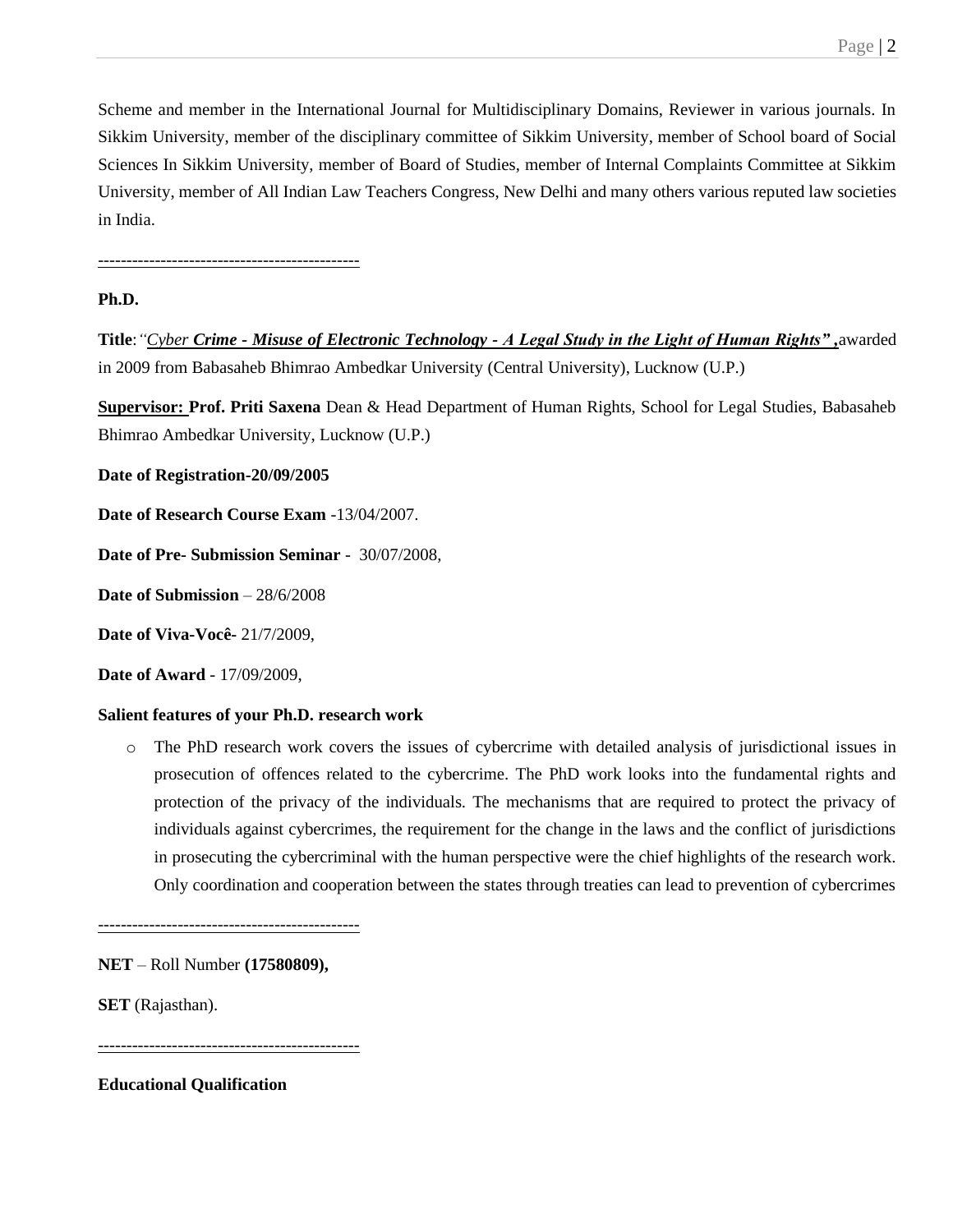Scheme and member in the International Journal for Multidisciplinary Domains, Reviewer in various journals. In Sikkim University, member of the disciplinary committee of Sikkim University, member of School board of Social Sciences In Sikkim University, member of Board of Studies, member of Internal Complaints Committee at Sikkim University, member of All Indian Law Teachers Congress, New Delhi and many others various reputed law societies in India.

---

**Ph.D.**

**Title**:*"Cyber* ***Crime - Misuse of Electronic Technology - A Legal Study in the Light of Human Rights" ,***awarded in 2009 from Babasaheb Bhimrao Ambedkar University (Central University), Lucknow (U.P.)

**Supervisor: Prof. Priti Saxena** Dean & Head Department of Human Rights, School for Legal Studies, Babasaheb Bhimrao Ambedkar University, Lucknow (U.P.)

**Date of Registration-20/09/2005**

**Date of Research Course Exam** -13/04/2007.

**Date of Pre- Submission Seminar** - 30/07/2008,

**Date of Submission** – 28/6/2008

**Date of Viva-Você-** 21/7/2009,

**Date of Award** - 17/09/2009,

**Salient features of your Ph.D. research work**

- The PhD research work covers the issues of cybercrime with detailed analysis of jurisdictional issues in prosecution of offences related to the cybercrime. The PhD work looks into the fundamental rights and protection of the privacy of the individuals. The mechanisms that are required to protect the privacy of individuals against cybercrimes, the requirement for the change in the laws and the conflict of jurisdictions in prosecuting the cybercriminal with the human perspective were the chief highlights of the research work. Only coordination and cooperation between the states through treaties can lead to prevention of cybercrimes

---

**NET** – Roll Number **(17580809),**

**SET** (Rajasthan).

---

**Educational Qualification**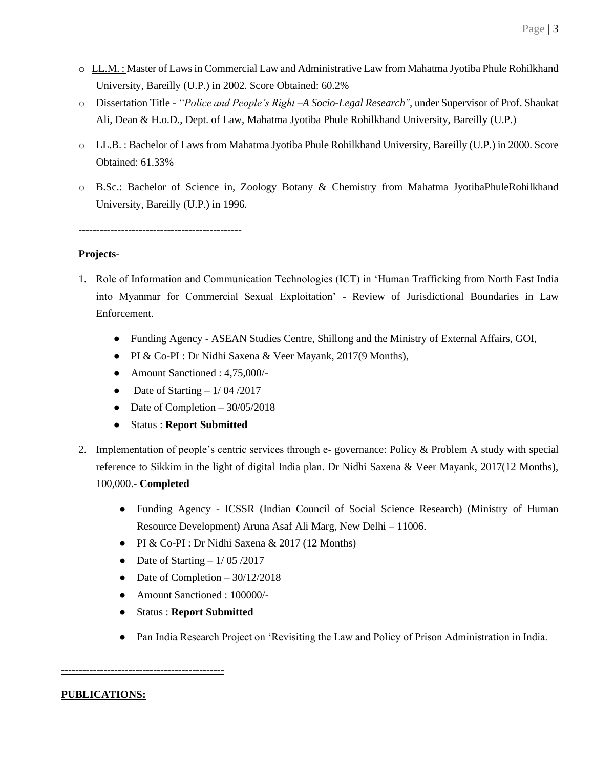- LL.M. : Master of Laws in Commercial Law and Administrative Law from Mahatma Jyotiba Phule Rohilkhand University, Bareilly (U.P.) in 2002. Score Obtained: 60.2%
- Dissertation Title - *"Police and People's Right –A Socio-Legal Research"*, under Supervisor of Prof. Shaukat Ali, Dean & H.o.D., Dept. of Law, Mahatma Jyotiba Phule Rohilkhand University, Bareilly (U.P.)
- LL.B. : Bachelor of Laws from Mahatma Jyotiba Phule Rohilkhand University, Bareilly (U.P.) in 2000. Score Obtained: 61.33%
- B.Sc.: Bachelor of Science in, Zoology Botany & Chemistry from Mahatma JyotibaPhuleRohilkhand University, Bareilly (U.P.) in 1996.

----------------------------------------------

**Projects**-

1. Role of Information and Communication Technologies (ICT) in 'Human Trafficking from North East India into Myanmar for Commercial Sexual Exploitation' - Review of Jurisdictional Boundaries in Law Enforcement.
   - Funding Agency - ASEAN Studies Centre, Shillong and the Ministry of External Affairs, GOI,
   - PI & Co-PI : Dr Nidhi Saxena & Veer Mayank, 2017(9 Months),
   - Amount Sanctioned : 4,75,000/-
   - Date of Starting – 1/ 04 /2017
   - Date of Completion – 30/05/2018
   - Status : **Report Submitted**
2. Implementation of people's centric services through e- governance: Policy & Problem A study with special reference to Sikkim in the light of digital India plan. Dr Nidhi Saxena & Veer Mayank, 2017(12 Months), 100,000.- **Completed**
   - Funding Agency - ICSSR (Indian Council of Social Science Research) (Ministry of Human Resource Development) Aruna Asaf Ali Marg, New Delhi – 11006.
   - PI & Co-PI : Dr Nidhi Saxena & 2017 (12 Months)
   - Date of Starting – 1/ 05 /2017
   - Date of Completion – 30/12/2018
   - Amount Sanctioned : 100000/-
   - Status : **Report Submitted**
   - Pan India Research Project on 'Revisiting the Law and Policy of Prison Administration in India.

----------------------------------------------

**PUBLICATIONS:**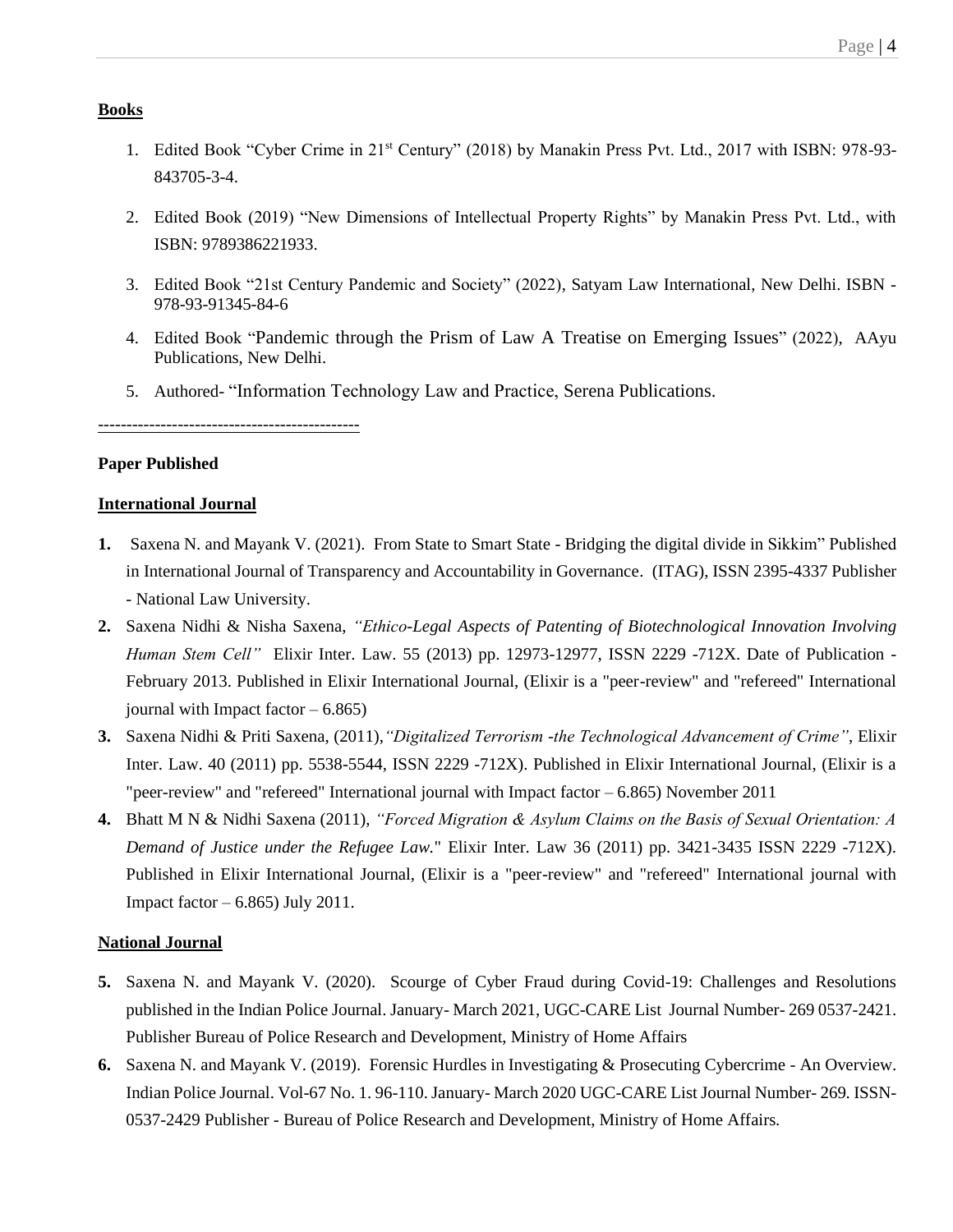## Books

1. Edited Book "Cyber Crime in 21st Century" (2018) by Manakin Press Pvt. Ltd., 2017 with ISBN: 978-93-843705-3-4.

2. Edited Book (2019) "New Dimensions of Intellectual Property Rights" by Manakin Press Pvt. Ltd., with ISBN: 9789386221933.

3. Edited Book "21st Century Pandemic and Society" (2022), Satyam Law International, New Delhi. ISBN - 978-93-91345-84-6

4. Edited Book "Pandemic through the Prism of Law A Treatise on Emerging Issues" (2022), AAyu Publications, New Delhi.

5. Authored- "Information Technology Law and Practice, Serena Publications.

---

**Paper Published**

## International Journal

**1.** Saxena N. and Mayank V. (2021). From State to Smart State - Bridging the digital divide in Sikkim" Published in International Journal of Transparency and Accountability in Governance. (ITAG), ISSN 2395-4337 Publisher - National Law University.

**2.** Saxena Nidhi & Nisha Saxena, *"Ethico-Legal Aspects of Patenting of Biotechnological Innovation Involving Human Stem Cell"* Elixir Inter. Law. 55 (2013) pp. 12973-12977, ISSN 2229 -712X. Date of Publication - February 2013. Published in Elixir International Journal, (Elixir is a "peer-review" and "refereed" International journal with Impact factor – 6.865)

**3.** Saxena Nidhi & Priti Saxena, (2011),*"Digitalized Terrorism -the Technological Advancement of Crime"*, Elixir Inter. Law. 40 (2011) pp. 5538-5544, ISSN 2229 -712X). Published in Elixir International Journal, (Elixir is a "peer-review" and "refereed" International journal with Impact factor – 6.865) November 2011

**4.** Bhatt M N & Nidhi Saxena (2011), *"Forced Migration & Asylum Claims on the Basis of Sexual Orientation: A Demand of Justice under the Refugee Law."* Elixir Inter. Law 36 (2011) pp. 3421-3435 ISSN 2229 -712X). Published in Elixir International Journal, (Elixir is a "peer-review" and "refereed" International journal with Impact factor – 6.865) July 2011.

## National Journal

**5.** Saxena N. and Mayank V. (2020). Scourge of Cyber Fraud during Covid-19: Challenges and Resolutions published in the Indian Police Journal. January- March 2021, UGC-CARE List Journal Number- 269 0537-2421. Publisher Bureau of Police Research and Development, Ministry of Home Affairs

**6.** Saxena N. and Mayank V. (2019). Forensic Hurdles in Investigating & Prosecuting Cybercrime - An Overview. Indian Police Journal. Vol-67 No. 1. 96-110. January- March 2020 UGC-CARE List Journal Number- 269. ISSN- 0537-2429 Publisher - Bureau of Police Research and Development, Ministry of Home Affairs.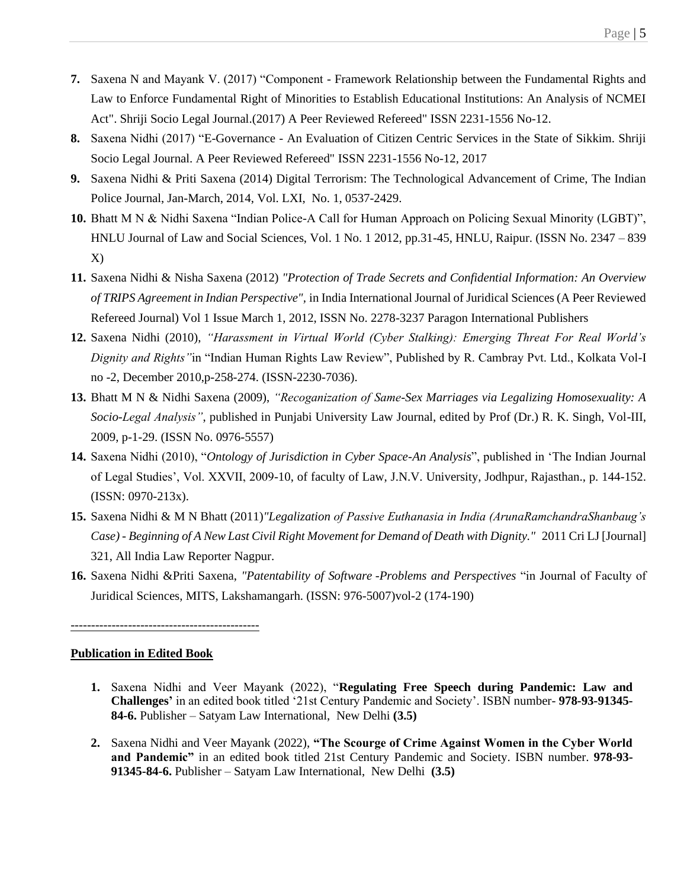7. Saxena N and Mayank V. (2017) "Component - Framework Relationship between the Fundamental Rights and Law to Enforce Fundamental Right of Minorities to Establish Educational Institutions: An Analysis of NCMEI Act". Shriji Socio Legal Journal.(2017) A Peer Reviewed Refereed" ISSN 2231-1556 No-12.
8. Saxena Nidhi (2017) "E-Governance - An Evaluation of Citizen Centric Services in the State of Sikkim. Shriji Socio Legal Journal. A Peer Reviewed Refereed" ISSN 2231-1556 No-12, 2017
9. Saxena Nidhi & Priti Saxena (2014) Digital Terrorism: The Technological Advancement of Crime, The Indian Police Journal, Jan-March, 2014, Vol. LXI, No. 1, 0537-2429.
10. Bhatt M N & Nidhi Saxena "Indian Police-A Call for Human Approach on Policing Sexual Minority (LGBT)", HNLU Journal of Law and Social Sciences, Vol. 1 No. 1 2012, pp.31-45, HNLU, Raipur. (ISSN No. 2347 – 839 X)
11. Saxena Nidhi & Nisha Saxena (2012) *"Protection of Trade Secrets and Confidential Information: An Overview of TRIPS Agreement in Indian Perspective"*, in India International Journal of Juridical Sciences (A Peer Reviewed Refereed Journal) Vol 1 Issue March 1, 2012, ISSN No. 2278-3237 Paragon International Publishers
12. Saxena Nidhi (2010), *"Harassment in Virtual World (Cyber Stalking): Emerging Threat For Real World's Dignity and Rights"*in "Indian Human Rights Law Review", Published by R. Cambray Pvt. Ltd., Kolkata Vol-I no -2, December 2010,p-258-274. (ISSN-2230-7036).
13. Bhatt M N & Nidhi Saxena (2009), *"Recoganization of Same-Sex Marriages via Legalizing Homosexuality: A Socio-Legal Analysis"*, published in Punjabi University Law Journal, edited by Prof (Dr.) R. K. Singh, Vol-III, 2009, p-1-29. (ISSN No. 0976-5557)
14. Saxena Nidhi (2010), "*Ontology of Jurisdiction in Cyber Space-An Analysis*", published in 'The Indian Journal of Legal Studies', Vol. XXVII, 2009-10, of faculty of Law, J.N.V. University, Jodhpur, Rajasthan., p. 144-152. (ISSN: 0970-213x).
15. Saxena Nidhi & M N Bhatt (2011)*"Legalization of Passive Euthanasia in India (ArunaRamchandraShanbaug's Case) - Beginning of A New Last Civil Right Movement for Demand of Death with Dignity."* 2011 Cri LJ [Journal] 321, All India Law Reporter Nagpur.
16. Saxena Nidhi &Priti Saxena, *"Patentability of Software -Problems and Perspectives* "in Journal of Faculty of Juridical Sciences, MITS, Lakshamangarh. (ISSN: 976-5007)vol-2 (174-190)

---

**Publication in Edited Book**

1. Saxena Nidhi and Veer Mayank (2022), "**Regulating Free Speech during Pandemic: Law and Challenges'** in an edited book titled '21st Century Pandemic and Society'. ISBN number- **978-93-91345-84-6.** Publisher – Satyam Law International, New Delhi **(3.5)**

2. Saxena Nidhi and Veer Mayank (2022), **"The Scourge of Crime Against Women in the Cyber World and Pandemic"** in an edited book titled 21st Century Pandemic and Society. ISBN number. **978-93-91345-84-6.** Publisher – Satyam Law International, New Delhi **(3.5)**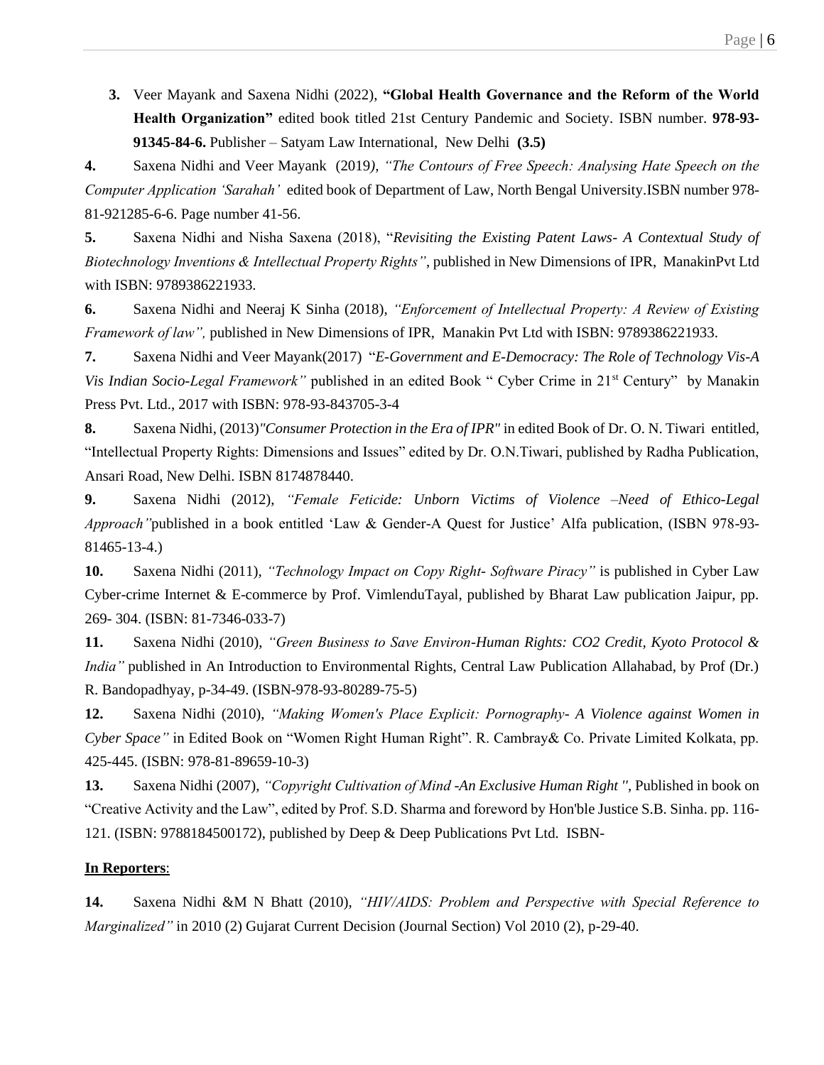**3.** Veer Mayank and Saxena Nidhi (2022), **"Global Health Governance and the Reform of the World Health Organization"** edited book titled 21st Century Pandemic and Society. ISBN number. **978-93-91345-84-6.** Publisher – Satyam Law International, New Delhi **(3.5)**

**4.** Saxena Nidhi and Veer Mayank (2019), *"The Contours of Free Speech: Analysing Hate Speech on the Computer Application 'Sarahah'* edited book of Department of Law, North Bengal University.ISBN number 978-81-921285-6-6. Page number 41-56.

**5.** Saxena Nidhi and Nisha Saxena (2018), "*Revisiting the Existing Patent Laws- A Contextual Study of Biotechnology Inventions & Intellectual Property Rights"*, published in New Dimensions of IPR, ManakinPvt Ltd with ISBN: 9789386221933.

**6.** Saxena Nidhi and Neeraj K Sinha (2018), *"Enforcement of Intellectual Property: A Review of Existing Framework of law",* published in New Dimensions of IPR, Manakin Pvt Ltd with ISBN: 9789386221933.

**7.** Saxena Nidhi and Veer Mayank(2017) "*E-Government and E-Democracy: The Role of Technology Vis-A Vis Indian Socio-Legal Framework"* published in an edited Book " Cyber Crime in 21st Century" by Manakin Press Pvt. Ltd., 2017 with ISBN: 978-93-843705-3-4

**8.** Saxena Nidhi, (2013)*"Consumer Protection in the Era of IPR"* in edited Book of Dr. O. N. Tiwari entitled, "Intellectual Property Rights: Dimensions and Issues" edited by Dr. O.N.Tiwari, published by Radha Publication, Ansari Road, New Delhi. ISBN 8174878440.

**9.** Saxena Nidhi (2012), *"Female Feticide: Unborn Victims of Violence –Need of Ethico-Legal Approach"*published in a book entitled 'Law & Gender-A Quest for Justice' Alfa publication, (ISBN 978-93-81465-13-4.)

**10.** Saxena Nidhi (2011), *"Technology Impact on Copy Right- Software Piracy"* is published in Cyber Law Cyber-crime Internet & E-commerce by Prof. VimlenduTayal, published by Bharat Law publication Jaipur, pp. 269- 304. (ISBN: 81-7346-033-7)

**11.** Saxena Nidhi (2010), *"Green Business to Save Environ-Human Rights: CO2 Credit, Kyoto Protocol & India"* published in An Introduction to Environmental Rights, Central Law Publication Allahabad, by Prof (Dr.) R. Bandopadhyay, p-34-49. (ISBN-978-93-80289-75-5)

**12.** Saxena Nidhi (2010), *"Making Women's Place Explicit: Pornography- A Violence against Women in Cyber Space"* in Edited Book on "Women Right Human Right". R. Cambray& Co. Private Limited Kolkata, pp. 425-445. (ISBN: 978-81-89659-10-3)

**13.** Saxena Nidhi (2007), *"Copyright Cultivation of Mind -An Exclusive Human Right "*, Published in book on "Creative Activity and the Law", edited by Prof. S.D. Sharma and foreword by Hon'ble Justice S.B. Sinha. pp. 116-121. (ISBN: 9788184500172), published by Deep & Deep Publications Pvt Ltd. ISBN-

**In Reporters**:

**14.** Saxena Nidhi &M N Bhatt (2010), *"HIV/AIDS: Problem and Perspective with Special Reference to Marginalized"* in 2010 (2) Gujarat Current Decision (Journal Section) Vol 2010 (2), p-29-40.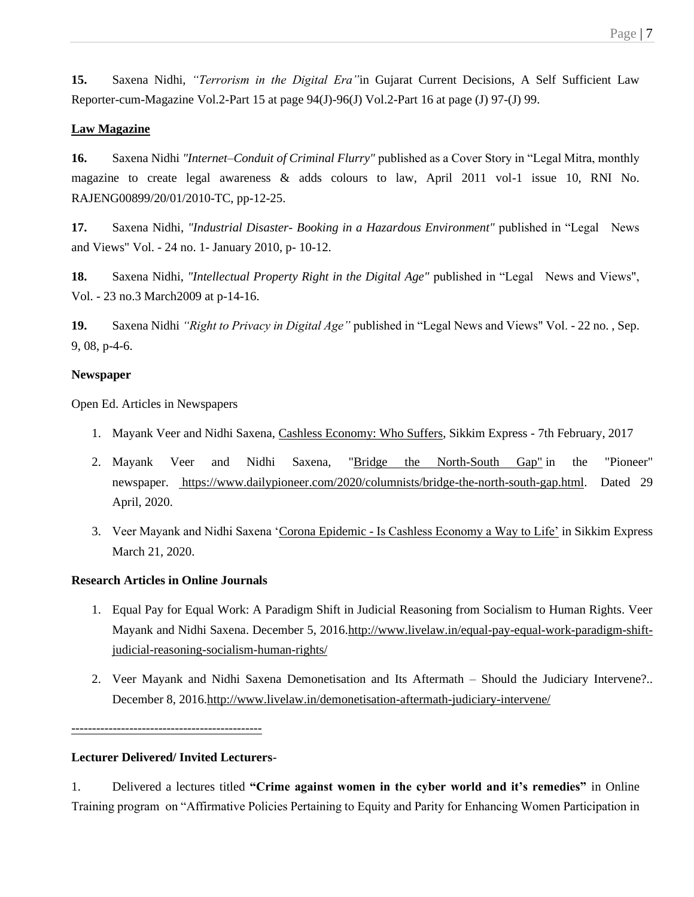**15.** Saxena Nidhi, *"Terrorism in the Digital Era"*in Gujarat Current Decisions, A Self Sufficient Law Reporter-cum-Magazine Vol.2-Part 15 at page 94(J)-96(J) Vol.2-Part 16 at page (J) 97-(J) 99.

**Law Magazine**

**16.** Saxena Nidhi *"Internet–Conduit of Criminal Flurry"* published as a Cover Story in "Legal Mitra, monthly magazine to create legal awareness & adds colours to law, April 2011 vol-1 issue 10, RNI No. RAJENG00899/20/01/2010-TC, pp-12-25.

**17.** Saxena Nidhi, *"Industrial Disaster- Booking in a Hazardous Environment"* published in "Legal News and Views" Vol. - 24 no. 1- January 2010, p- 10-12.

**18.** Saxena Nidhi, *"Intellectual Property Right in the Digital Age"* published in "Legal News and Views", Vol. - 23 no.3 March2009 at p-14-16.

**19.** Saxena Nidhi *"Right to Privacy in Digital Age"* published in "Legal News and Views" Vol. - 22 no. , Sep. 9, 08, p-4-6.

**Newspaper**

Open Ed. Articles in Newspapers

1. Mayank Veer and Nidhi Saxena, Cashless Economy: Who Suffers, Sikkim Express - 7th February, 2017
2. Mayank Veer and Nidhi Saxena, "Bridge the North-South Gap" in the "Pioneer" newspaper. https://www.dailypioneer.com/2020/columnists/bridge-the-north-south-gap.html. Dated 29 April, 2020.
3. Veer Mayank and Nidhi Saxena 'Corona Epidemic - Is Cashless Economy a Way to Life' in Sikkim Express March 21, 2020.

**Research Articles in Online Journals**

1. Equal Pay for Equal Work: A Paradigm Shift in Judicial Reasoning from Socialism to Human Rights. Veer Mayank and Nidhi Saxena. December 5, 2016.http://www.livelaw.in/equal-pay-equal-work-paradigm-shift-judicial-reasoning-socialism-human-rights/
2. Veer Mayank and Nidhi Saxena Demonetisation and Its Aftermath – Should the Judiciary Intervene?.. December 8, 2016.http://www.livelaw.in/demonetisation-aftermath-judiciary-intervene/

---

**Lecturer Delivered/ Invited Lecturers**-

1. Delivered a lectures titled **"Crime against women in the cyber world and it's remedies"** in Online Training program on "Affirmative Policies Pertaining to Equity and Parity for Enhancing Women Participation in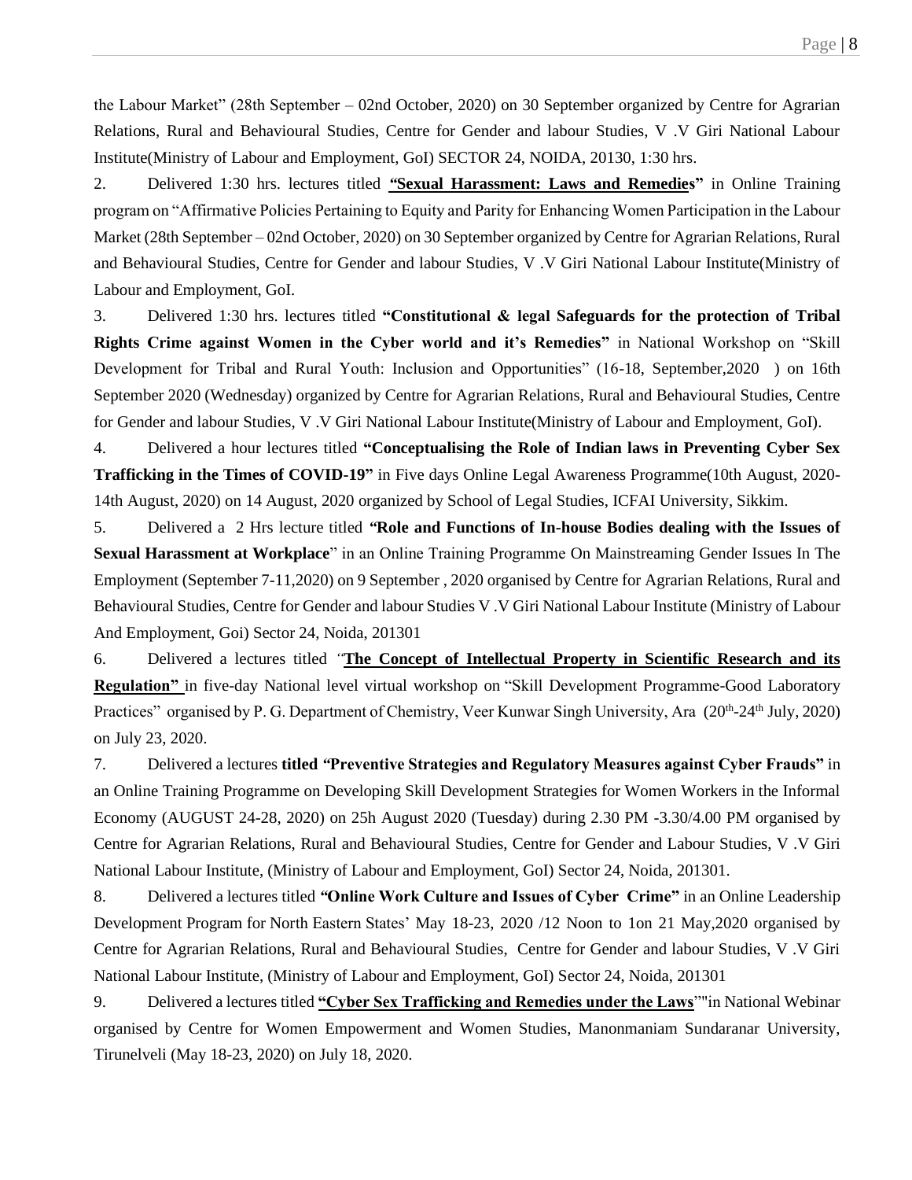the Labour Market" (28th September – 02nd October, 2020) on 30 September organized by Centre for Agrarian Relations, Rural and Behavioural Studies, Centre for Gender and labour Studies, V .V Giri National Labour Institute(Ministry of Labour and Employment, GoI) SECTOR 24, NOIDA, 20130, 1:30 hrs.

2. Delivered 1:30 hrs. lectures titled **"Sexual Harassment: Laws and Remedies"** in Online Training program on "Affirmative Policies Pertaining to Equity and Parity for Enhancing Women Participation in the Labour Market (28th September – 02nd October, 2020) on 30 September organized by Centre for Agrarian Relations, Rural and Behavioural Studies, Centre for Gender and labour Studies, V .V Giri National Labour Institute(Ministry of Labour and Employment, GoI.

3. Delivered 1:30 hrs. lectures titled **"Constitutional & legal Safeguards for the protection of Tribal Rights Crime against Women in the Cyber world and it's Remedies"** in National Workshop on "Skill Development for Tribal and Rural Youth: Inclusion and Opportunities" (16-18, September,2020 ) on 16th September 2020 (Wednesday) organized by Centre for Agrarian Relations, Rural and Behavioural Studies, Centre for Gender and labour Studies, V .V Giri National Labour Institute(Ministry of Labour and Employment, GoI).

4. Delivered a hour lectures titled **"Conceptualising the Role of Indian laws in Preventing Cyber Sex Trafficking in the Times of COVID-19"** in Five days Online Legal Awareness Programme(10th August, 2020-14th August, 2020) on 14 August, 2020 organized by School of Legal Studies, ICFAI University, Sikkim.

5. Delivered a 2 Hrs lecture titled **"Role and Functions of In-house Bodies dealing with the Issues of Sexual Harassment at Workplace"** in an Online Training Programme On Mainstreaming Gender Issues In The Employment (September 7-11,2020) on 9 September , 2020 organised by Centre for Agrarian Relations, Rural and Behavioural Studies, Centre for Gender and labour Studies V .V Giri National Labour Institute (Ministry of Labour And Employment, Goi) Sector 24, Noida, 201301

6. Delivered a lectures titled **"The Concept of Intellectual Property in Scientific Research and its Regulation"** in five-day National level virtual workshop on "Skill Development Programme-Good Laboratory Practices" organised by P. G. Department of Chemistry, Veer Kunwar Singh University, Ara (20th-24th July, 2020) on July 23, 2020.

7. Delivered a lectures **titled "Preventive Strategies and Regulatory Measures against Cyber Frauds"** in an Online Training Programme on Developing Skill Development Strategies for Women Workers in the Informal Economy (AUGUST 24-28, 2020) on 25h August 2020 (Tuesday) during 2.30 PM -3.30/4.00 PM organised by Centre for Agrarian Relations, Rural and Behavioural Studies, Centre for Gender and Labour Studies, V .V Giri National Labour Institute, (Ministry of Labour and Employment, GoI) Sector 24, Noida, 201301.

8. Delivered a lectures titled **"Online Work Culture and Issues of Cyber Crime"** in an Online Leadership Development Program for North Eastern States' May 18-23, 2020 /12 Noon to 1on 21 May,2020 organised by Centre for Agrarian Relations, Rural and Behavioural Studies, Centre for Gender and labour Studies, V .V Giri National Labour Institute, (Ministry of Labour and Employment, GoI) Sector 24, Noida, 201301

9. Delivered a lectures titled **"Cyber Sex Trafficking and Remedies under the Laws""**in National Webinar organised by Centre for Women Empowerment and Women Studies, Manonmaniam Sundaranar University, Tirunelveli (May 18-23, 2020) on July 18, 2020.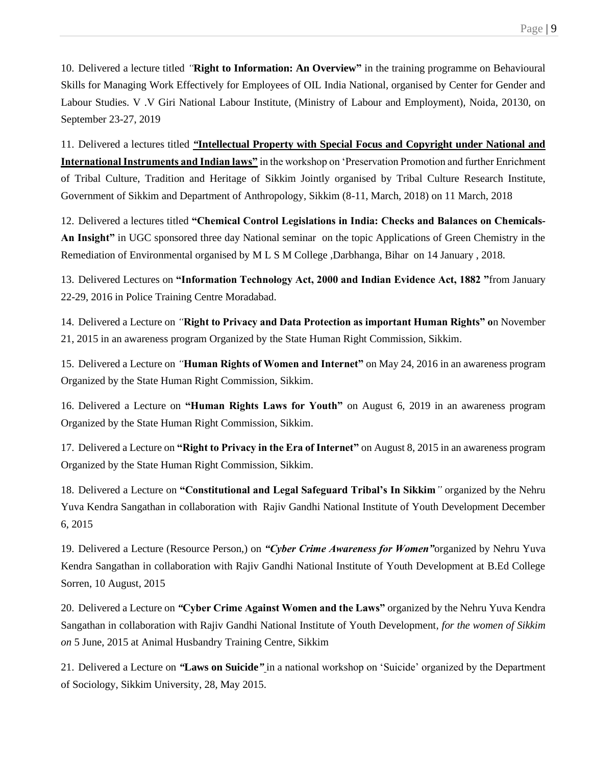10. Delivered a lecture titled *"***Right to Information: An Overview"** in the training programme on Behavioural Skills for Managing Work Effectively for Employees of OIL India National, organised by Center for Gender and Labour Studies. V .V Giri National Labour Institute, (Ministry of Labour and Employment), Noida, 20130, on September 23-27, 2019

11. Delivered a lectures titled **"Intellectual Property with Special Focus and Copyright under National and International Instruments and Indian laws"** in the workshop on 'Preservation Promotion and further Enrichment of Tribal Culture, Tradition and Heritage of Sikkim Jointly organised by Tribal Culture Research Institute, Government of Sikkim and Department of Anthropology, Sikkim (8-11, March, 2018) on 11 March, 2018

12. Delivered a lectures titled **"Chemical Control Legislations in India: Checks and Balances on Chemicals-An Insight"** in UGC sponsored three day National seminar on the topic Applications of Green Chemistry in the Remediation of Environmental organised by M L S M College ,Darbhanga, Bihar on 14 January , 2018.

13. Delivered Lectures on **"Information Technology Act, 2000 and Indian Evidence Act, 1882 "**from January 22-29, 2016 in Police Training Centre Moradabad.

14. Delivered a Lecture on *"***Right to Privacy and Data Protection as important Human Rights" o**n November 21, 2015 in an awareness program Organized by the State Human Right Commission, Sikkim.

15. Delivered a Lecture on *"***Human Rights of Women and Internet"** on May 24, 2016 in an awareness program Organized by the State Human Right Commission, Sikkim.

16. Delivered a Lecture on **"Human Rights Laws for Youth"** on August 6, 2019 in an awareness program Organized by the State Human Right Commission, Sikkim.

17. Delivered a Lecture on **"Right to Privacy in the Era of Internet"** on August 8, 2015 in an awareness program Organized by the State Human Right Commission, Sikkim.

18. Delivered a Lecture on **"Constitutional and Legal Safeguard Tribal's In Sikkim***"* organized by the Nehru Yuva Kendra Sangathan in collaboration with Rajiv Gandhi National Institute of Youth Development December 6, 2015

19. Delivered a Lecture (Resource Person,) on ***"Cyber Crime Awareness for Women"***organized by Nehru Yuva Kendra Sangathan in collaboration with Rajiv Gandhi National Institute of Youth Development at B.Ed College Sorren, 10 August, 2015

20. Delivered a Lecture on ***"*Cyber Crime Against Women and the Laws"** organized by the Nehru Yuva Kendra Sangathan in collaboration with Rajiv Gandhi National Institute of Youth Development, *for the women of Sikkim on* 5 June, 2015 at Animal Husbandry Training Centre, Sikkim

21. Delivered a Lecture on ***"*Laws on Suicide*"*** in a national workshop on 'Suicide' organized by the Department of Sociology, Sikkim University, 28, May 2015.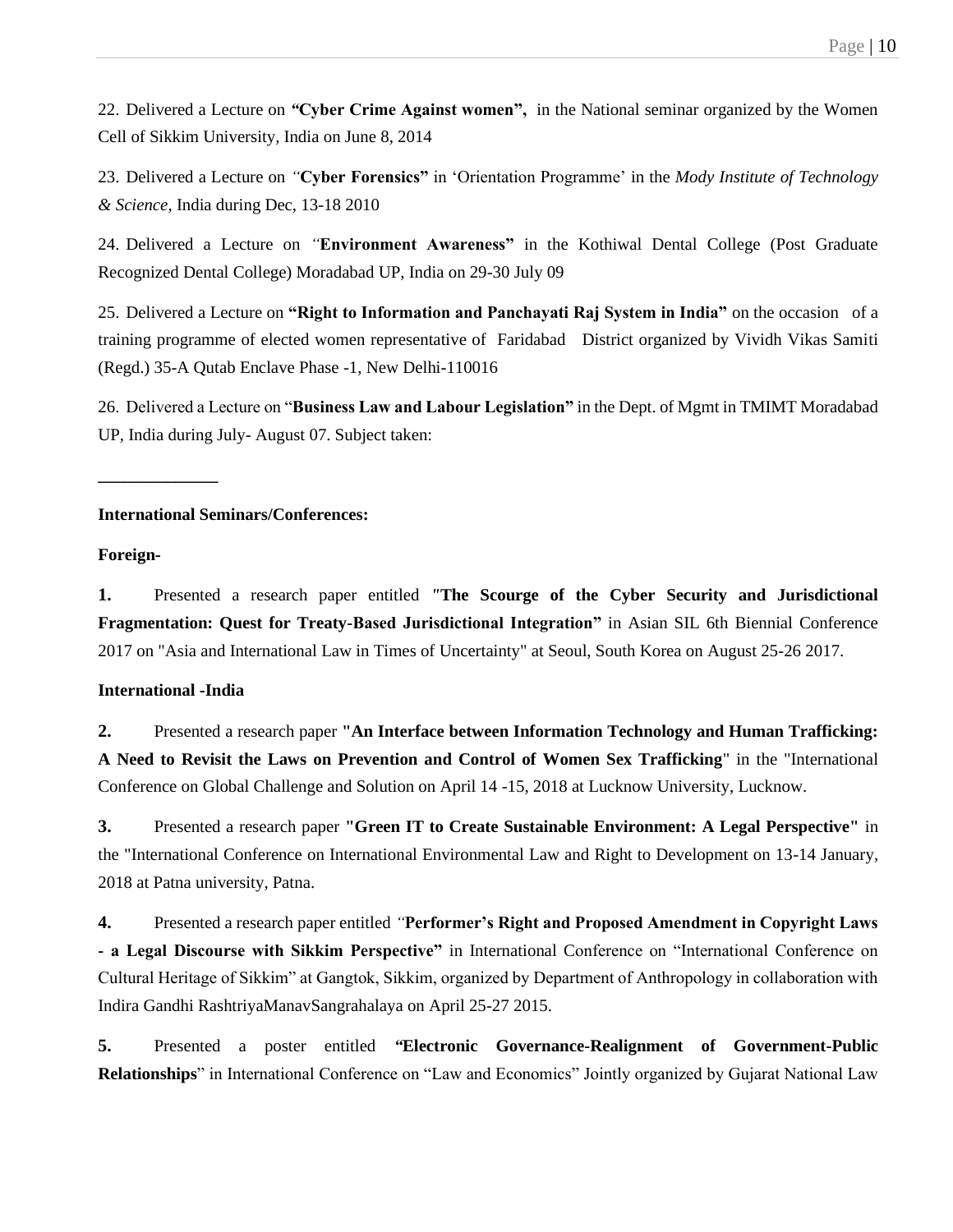22. Delivered a Lecture on **"Cyber Crime Against women",** in the National seminar organized by the Women Cell of Sikkim University, India on June 8, 2014

23. Delivered a Lecture on *"***Cyber Forensics"** in 'Orientation Programme' in the *Mody Institute of Technology & Science,* India during Dec, 13-18 2010

24. Delivered a Lecture on *"***Environment Awareness"** in the Kothiwal Dental College (Post Graduate Recognized Dental College) Moradabad UP, India on 29-30 July 09

25. Delivered a Lecture on **"Right to Information and Panchayati Raj System in India"** on the occasion of a training programme of elected women representative of Faridabad District organized by Vividh Vikas Samiti (Regd.) 35-A Qutab Enclave Phase -1, New Delhi-110016

26. Delivered a Lecture on "**Business Law and Labour Legislation"** in the Dept. of Mgmt in TMIMT Moradabad UP, India during July- August 07. Subject taken:

______________

**International Seminars/Conferences:**

**Foreign-**

**1.** Presented a research paper entitled *"***The Scourge of the Cyber Security and Jurisdictional Fragmentation: Quest for Treaty-Based Jurisdictional Integration"** in Asian SIL 6th Biennial Conference 2017 on "Asia and International Law in Times of Uncertainty" at Seoul, South Korea on August 25-26 2017.

**International -India**

**2.** Presented a research paper **"An Interface between Information Technology and Human Trafficking: A Need to Revisit the Laws on Prevention and Control of Women Sex Trafficking**" in the "International Conference on Global Challenge and Solution on April 14 -15, 2018 at Lucknow University, Lucknow.

**3.** Presented a research paper **"Green IT to Create Sustainable Environment: A Legal Perspective"** in the "International Conference on International Environmental Law and Right to Development on 13-14 January, 2018 at Patna university, Patna.

**4.** Presented a research paper entitled *"***Performer's Right and Proposed Amendment in Copyright Laws - a Legal Discourse with Sikkim Perspective"** in International Conference on "International Conference on Cultural Heritage of Sikkim" at Gangtok, Sikkim, organized by Department of Anthropology in collaboration with Indira Gandhi RashtriyaManavSangrahalaya on April 25-27 2015.

**5.** Presented a poster entitled **"Electronic Governance-Realignment of Government-Public Relationships**" in International Conference on "Law and Economics" Jointly organized by Gujarat National Law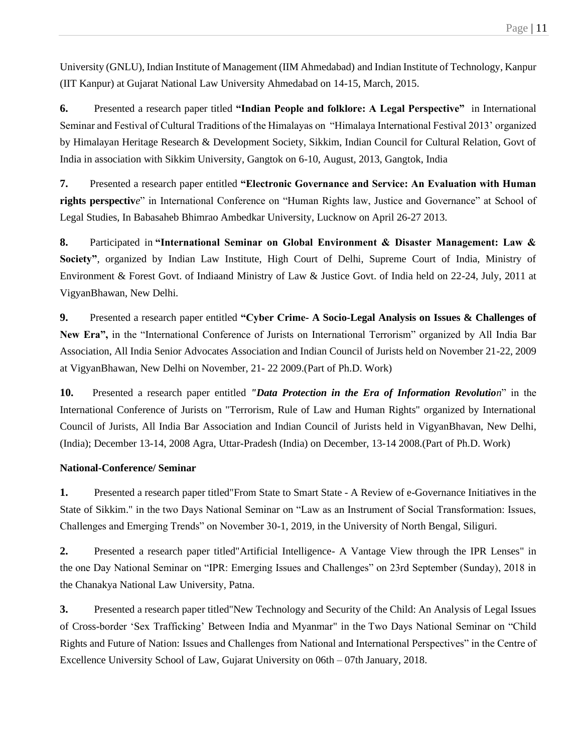University (GNLU), Indian Institute of Management (IIM Ahmedabad) and Indian Institute of Technology, Kanpur (IIT Kanpur) at Gujarat National Law University Ahmedabad on 14-15, March, 2015.

**6.** Presented a research paper titled **"Indian People and folklore: A Legal Perspective"** in International Seminar and Festival of Cultural Traditions of the Himalayas on "Himalaya International Festival 2013' organized by Himalayan Heritage Research & Development Society, Sikkim, Indian Council for Cultural Relation, Govt of India in association with Sikkim University, Gangtok on 6-10, August, 2013, Gangtok, India

**7.** Presented a research paper entitled **"Electronic Governance and Service: An Evaluation with Human rights perspectiv***e*" in International Conference on "Human Rights law, Justice and Governance" at School of Legal Studies, In Babasaheb Bhimrao Ambedkar University, Lucknow on April 26-27 2013.

**8.** Participated in **"International Seminar on Global Environment & Disaster Management: Law & Society"**, organized by Indian Law Institute, High Court of Delhi, Supreme Court of India, Ministry of Environment & Forest Govt. of Indiaand Ministry of Law & Justice Govt. of India held on 22-24, July, 2011 at VigyanBhawan, New Delhi.

**9.** Presented a research paper entitled **"Cyber Crime- A Socio-Legal Analysis on Issues & Challenges of New Era",** in the "International Conference of Jurists on International Terrorism" organized by All India Bar Association, All India Senior Advocates Association and Indian Council of Jurists held on November 21-22, 2009 at VigyanBhawan, New Delhi on November, 21- 22 2009.(Part of Ph.D. Work)

**10.** Presented a research paper entitled ***"Data Protection in the Era of Information Revolutio****n*" in the International Conference of Jurists on "Terrorism, Rule of Law and Human Rights" organized by International Council of Jurists, All India Bar Association and Indian Council of Jurists held in VigyanBhavan, New Delhi, (India); December 13-14, 2008 Agra, Uttar-Pradesh (India) on December, 13-14 2008.(Part of Ph.D. Work)

**National-Conference/ Seminar**

**1.** Presented a research paper titled"From State to Smart State - A Review of e-Governance Initiatives in the State of Sikkim." in the two Days National Seminar on "Law as an Instrument of Social Transformation: Issues, Challenges and Emerging Trends" on November 30-1, 2019, in the University of North Bengal, Siliguri.

**2.** Presented a research paper titled"Artificial Intelligence- A Vantage View through the IPR Lenses" in the one Day National Seminar on "IPR: Emerging Issues and Challenges" on 23rd September (Sunday), 2018 in the Chanakya National Law University, Patna.

**3.** Presented a research paper titled"New Technology and Security of the Child: An Analysis of Legal Issues of Cross-border 'Sex Trafficking' Between India and Myanmar" in the Two Days National Seminar on "Child Rights and Future of Nation: Issues and Challenges from National and International Perspectives" in the Centre of Excellence University School of Law, Gujarat University on 06th – 07th January, 2018.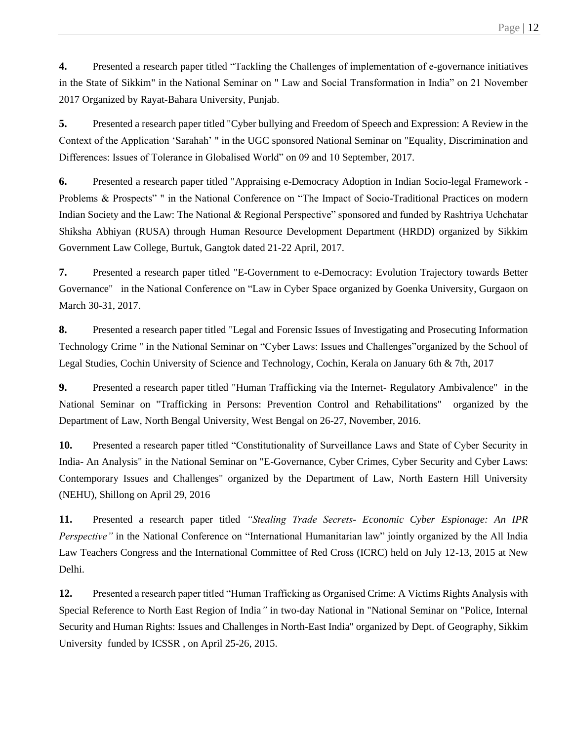**4.** Presented a research paper titled "Tackling the Challenges of implementation of e-governance initiatives in the State of Sikkim" in the National Seminar on " Law and Social Transformation in India" on 21 November 2017 Organized by Rayat-Bahara University, Punjab.

**5.** Presented a research paper titled "Cyber bullying and Freedom of Speech and Expression: A Review in the Context of the Application 'Sarahah' " in the UGC sponsored National Seminar on "Equality, Discrimination and Differences: Issues of Tolerance in Globalised World" on 09 and 10 September, 2017.

**6.** Presented a research paper titled "Appraising e-Democracy Adoption in Indian Socio-legal Framework - Problems & Prospects" " in the National Conference on "The Impact of Socio-Traditional Practices on modern Indian Society and the Law: The National & Regional Perspective" sponsored and funded by Rashtriya Uchchatar Shiksha Abhiyan (RUSA) through Human Resource Development Department (HRDD) organized by Sikkim Government Law College, Burtuk, Gangtok dated 21-22 April, 2017.

**7.** Presented a research paper titled "E-Government to e-Democracy: Evolution Trajectory towards Better Governance" in the National Conference on "Law in Cyber Space organized by Goenka University, Gurgaon on March 30-31, 2017.

**8.** Presented a research paper titled "Legal and Forensic Issues of Investigating and Prosecuting Information Technology Crime " in the National Seminar on "Cyber Laws: Issues and Challenges"organized by the School of Legal Studies, Cochin University of Science and Technology, Cochin, Kerala on January 6th & 7th, 2017

**9.** Presented a research paper titled "Human Trafficking via the Internet- Regulatory Ambivalence" in the National Seminar on "Trafficking in Persons: Prevention Control and Rehabilitations" organized by the Department of Law, North Bengal University, West Bengal on 26-27, November, 2016.

**10.** Presented a research paper titled "Constitutionality of Surveillance Laws and State of Cyber Security in India- An Analysis" in the National Seminar on "E-Governance, Cyber Crimes, Cyber Security and Cyber Laws: Contemporary Issues and Challenges" organized by the Department of Law, North Eastern Hill University (NEHU), Shillong on April 29, 2016

**11.** Presented a research paper titled *"Stealing Trade Secrets- Economic Cyber Espionage: An IPR Perspective"* in the National Conference on "International Humanitarian law" jointly organized by the All India Law Teachers Congress and the International Committee of Red Cross (ICRC) held on July 12-13, 2015 at New Delhi.

**12.** Presented a research paper titled "Human Trafficking as Organised Crime: A Victims Rights Analysis with Special Reference to North East Region of India*"* in two-day National in "National Seminar on "Police, Internal Security and Human Rights: Issues and Challenges in North-East India" organized by Dept. of Geography, Sikkim University funded by ICSSR , on April 25-26, 2015.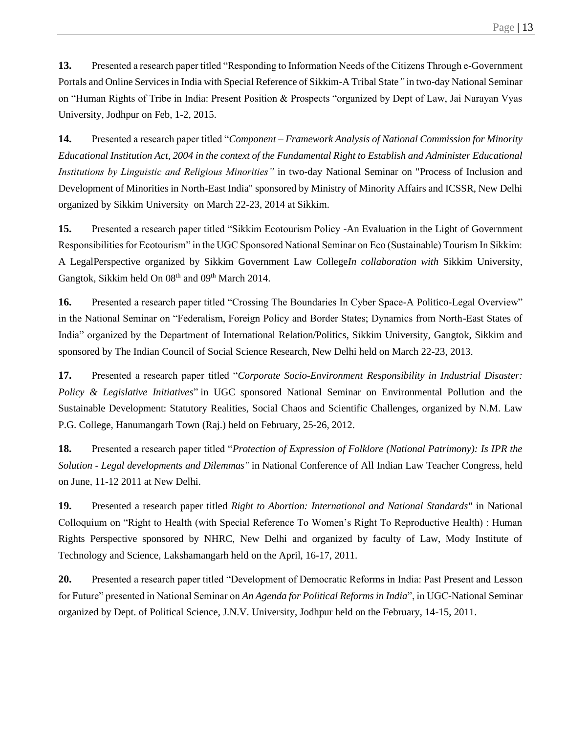**13.** Presented a research paper titled "Responding to Information Needs of the Citizens Through e-Government Portals and Online Services in India with Special Reference of Sikkim-A Tribal State*"* in two-day National Seminar on "Human Rights of Tribe in India: Present Position & Prospects "organized by Dept of Law, Jai Narayan Vyas University, Jodhpur on Feb, 1-2, 2015.

**14.** Presented a research paper titled "*Component – Framework Analysis of National Commission for Minority Educational Institution Act, 2004 in the context of the Fundamental Right to Establish and Administer Educational Institutions by Linguistic and Religious Minorities"* in two-day National Seminar on "Process of Inclusion and Development of Minorities in North-East India" sponsored by Ministry of Minority Affairs and ICSSR, New Delhi organized by Sikkim University on March 22-23, 2014 at Sikkim.

**15.** Presented a research paper titled "Sikkim Ecotourism Policy -An Evaluation in the Light of Government Responsibilities for Ecotourism" in the UGC Sponsored National Seminar on Eco (Sustainable) Tourism In Sikkim: A LegalPerspective organized by Sikkim Government Law College*In collaboration with* Sikkim University, Gangtok, Sikkim held On 08th and 09th March 2014.

**16.** Presented a research paper titled "Crossing The Boundaries In Cyber Space-A Politico-Legal Overview" in the National Seminar on "Federalism, Foreign Policy and Border States; Dynamics from North-East States of India" organized by the Department of International Relation/Politics, Sikkim University, Gangtok, Sikkim and sponsored by The Indian Council of Social Science Research, New Delhi held on March 22-23, 2013.

**17.** Presented a research paper titled "*Corporate Socio-Environment Responsibility in Industrial Disaster: Policy & Legislative Initiatives*" in UGC sponsored National Seminar on Environmental Pollution and the Sustainable Development: Statutory Realities, Social Chaos and Scientific Challenges, organized by N.M. Law P.G. College, Hanumangarh Town (Raj.) held on February, 25-26, 2012.

**18.** Presented a research paper titled "*Protection of Expression of Folklore (National Patrimony): Is IPR the Solution - Legal developments and Dilemmas"* in National Conference of All Indian Law Teacher Congress, held on June, 11-12 2011 at New Delhi.

**19.** Presented a research paper titled *Right to Abortion: International and National Standards"* in National Colloquium on "Right to Health (with Special Reference To Women's Right To Reproductive Health) : Human Rights Perspective sponsored by NHRC, New Delhi and organized by faculty of Law, Mody Institute of Technology and Science, Lakshamangarh held on the April, 16-17, 2011.

**20.** Presented a research paper titled "Development of Democratic Reforms in India: Past Present and Lesson for Future" presented in National Seminar on *An Agenda for Political Reforms in India*", in UGC-National Seminar organized by Dept. of Political Science, J.N.V. University, Jodhpur held on the February, 14-15, 2011.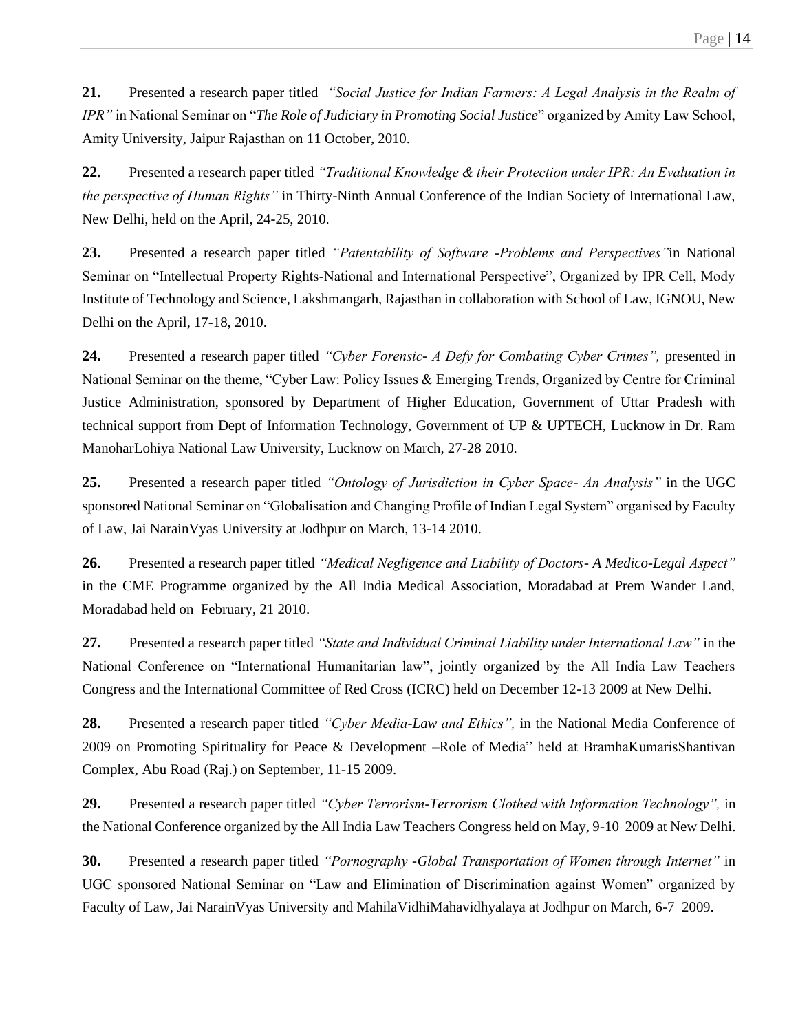**21.** Presented a research paper titled *"Social Justice for Indian Farmers: A Legal Analysis in the Realm of IPR"* in National Seminar on "*The Role of Judiciary in Promoting Social Justice*" organized by Amity Law School, Amity University, Jaipur Rajasthan on 11 October, 2010.

**22.** Presented a research paper titled *"Traditional Knowledge & their Protection under IPR: An Evaluation in the perspective of Human Rights"* in Thirty-Ninth Annual Conference of the Indian Society of International Law, New Delhi, held on the April, 24-25, 2010.

**23.** Presented a research paper titled *"Patentability of Software -Problems and Perspectives"*in National Seminar on "Intellectual Property Rights-National and International Perspective", Organized by IPR Cell, Mody Institute of Technology and Science, Lakshmangarh, Rajasthan in collaboration with School of Law, IGNOU, New Delhi on the April, 17-18, 2010.

**24.** Presented a research paper titled *"Cyber Forensic- A Defy for Combating Cyber Crimes",* presented in National Seminar on the theme, "Cyber Law: Policy Issues & Emerging Trends, Organized by Centre for Criminal Justice Administration, sponsored by Department of Higher Education, Government of Uttar Pradesh with technical support from Dept of Information Technology, Government of UP & UPTECH, Lucknow in Dr. Ram ManoharLohiya National Law University, Lucknow on March, 27-28 2010.

**25.** Presented a research paper titled *"Ontology of Jurisdiction in Cyber Space- An Analysis"* in the UGC sponsored National Seminar on "Globalisation and Changing Profile of Indian Legal System" organised by Faculty of Law, Jai NarainVyas University at Jodhpur on March, 13-14 2010.

**26.** Presented a research paper titled *"Medical Negligence and Liability of Doctors- A Medico-Legal Aspect"* in the CME Programme organized by the All India Medical Association, Moradabad at Prem Wander Land, Moradabad held on February, 21 2010.

**27.** Presented a research paper titled *"State and Individual Criminal Liability under International Law"* in the National Conference on "International Humanitarian law", jointly organized by the All India Law Teachers Congress and the International Committee of Red Cross (ICRC) held on December 12-13 2009 at New Delhi.

**28.** Presented a research paper titled *"Cyber Media-Law and Ethics",* in the National Media Conference of 2009 on Promoting Spirituality for Peace & Development –Role of Media" held at BramhaKumarisShantivan Complex, Abu Road (Raj.) on September, 11-15 2009.

**29.** Presented a research paper titled *"Cyber Terrorism-Terrorism Clothed with Information Technology",* in the National Conference organized by the All India Law Teachers Congress held on May, 9-10 2009 at New Delhi.

**30.** Presented a research paper titled *"Pornography -Global Transportation of Women through Internet"* in UGC sponsored National Seminar on "Law and Elimination of Discrimination against Women" organized by Faculty of Law, Jai NarainVyas University and MahilaVidhiMahavidhyalaya at Jodhpur on March, 6-7 2009.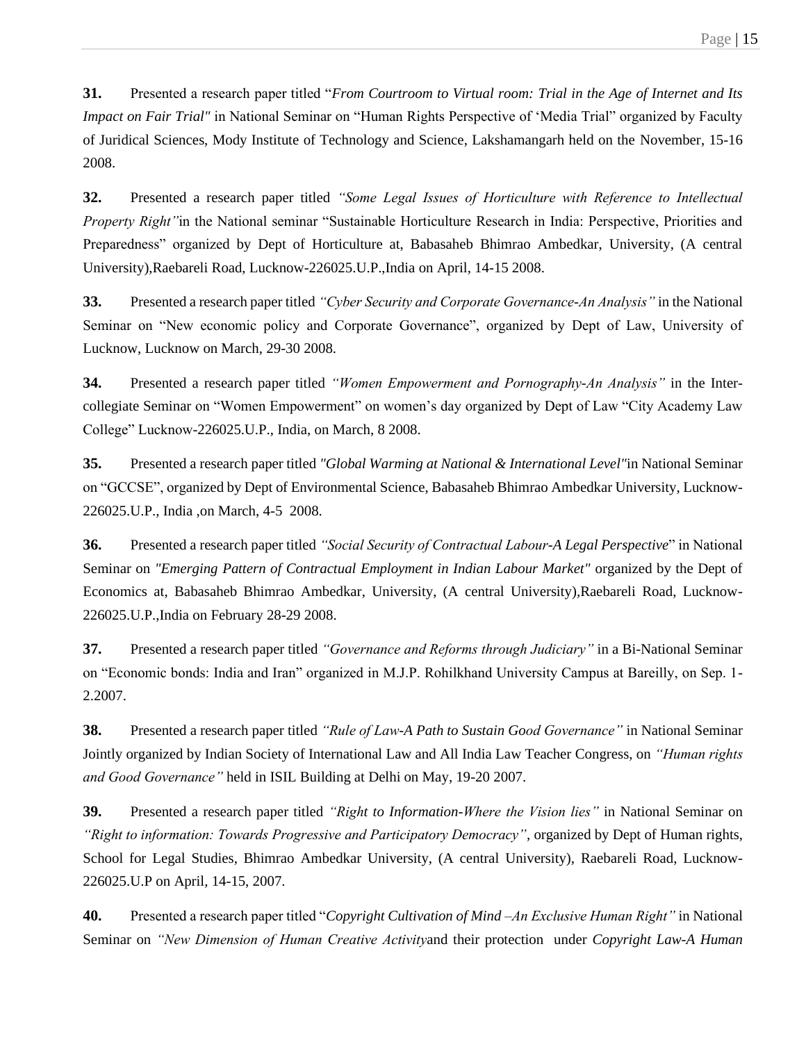**31.** Presented a research paper titled "*From Courtroom to Virtual room: Trial in the Age of Internet and Its Impact on Fair Trial"* in National Seminar on "Human Rights Perspective of 'Media Trial" organized by Faculty of Juridical Sciences, Mody Institute of Technology and Science, Lakshamangarh held on the November, 15-16 2008.

**32.** Presented a research paper titled *"Some Legal Issues of Horticulture with Reference to Intellectual Property Right"*in the National seminar "Sustainable Horticulture Research in India: Perspective, Priorities and Preparedness" organized by Dept of Horticulture at, Babasaheb Bhimrao Ambedkar, University, (A central University),Raebareli Road, Lucknow-226025.U.P.,India on April, 14-15 2008.

**33.** Presented a research paper titled *"Cyber Security and Corporate Governance-An Analysis"* in the National Seminar on "New economic policy and Corporate Governance", organized by Dept of Law, University of Lucknow, Lucknow on March, 29-30 2008.

**34.** Presented a research paper titled *"Women Empowerment and Pornography-An Analysis"* in the Inter-collegiate Seminar on "Women Empowerment" on women's day organized by Dept of Law "City Academy Law College" Lucknow-226025.U.P., India, on March, 8 2008.

**35.** Presented a research paper titled *"Global Warming at National & International Level"*in National Seminar on "GCCSE", organized by Dept of Environmental Science, Babasaheb Bhimrao Ambedkar University, Lucknow-226025.U.P., India ,on March, 4-5 2008.

**36.** Presented a research paper titled *"Social Security of Contractual Labour-A Legal Perspective*" in National Seminar on *"Emerging Pattern of Contractual Employment in Indian Labour Market"* organized by the Dept of Economics at, Babasaheb Bhimrao Ambedkar, University, (A central University),Raebareli Road, Lucknow-226025.U.P.,India on February 28-29 2008.

**37.** Presented a research paper titled *"Governance and Reforms through Judiciary"* in a Bi-National Seminar on "Economic bonds: India and Iran" organized in M.J.P. Rohilkhand University Campus at Bareilly, on Sep. 1-2.2007.

**38.** Presented a research paper titled *"Rule of Law-A Path to Sustain Good Governance"* in National Seminar Jointly organized by Indian Society of International Law and All India Law Teacher Congress, on *"Human rights and Good Governance"* held in ISIL Building at Delhi on May, 19-20 2007.

**39.** Presented a research paper titled *"Right to Information-Where the Vision lies"* in National Seminar on *"Right to information: Towards Progressive and Participatory Democracy"*, organized by Dept of Human rights, School for Legal Studies, Bhimrao Ambedkar University, (A central University), Raebareli Road, Lucknow-226025.U.P on April, 14-15, 2007.

**40.** Presented a research paper titled "*Copyright Cultivation of Mind –An Exclusive Human Right"* in National Seminar on *"New Dimension of Human Creative Activity*and their protection under *Copyright Law-A Human*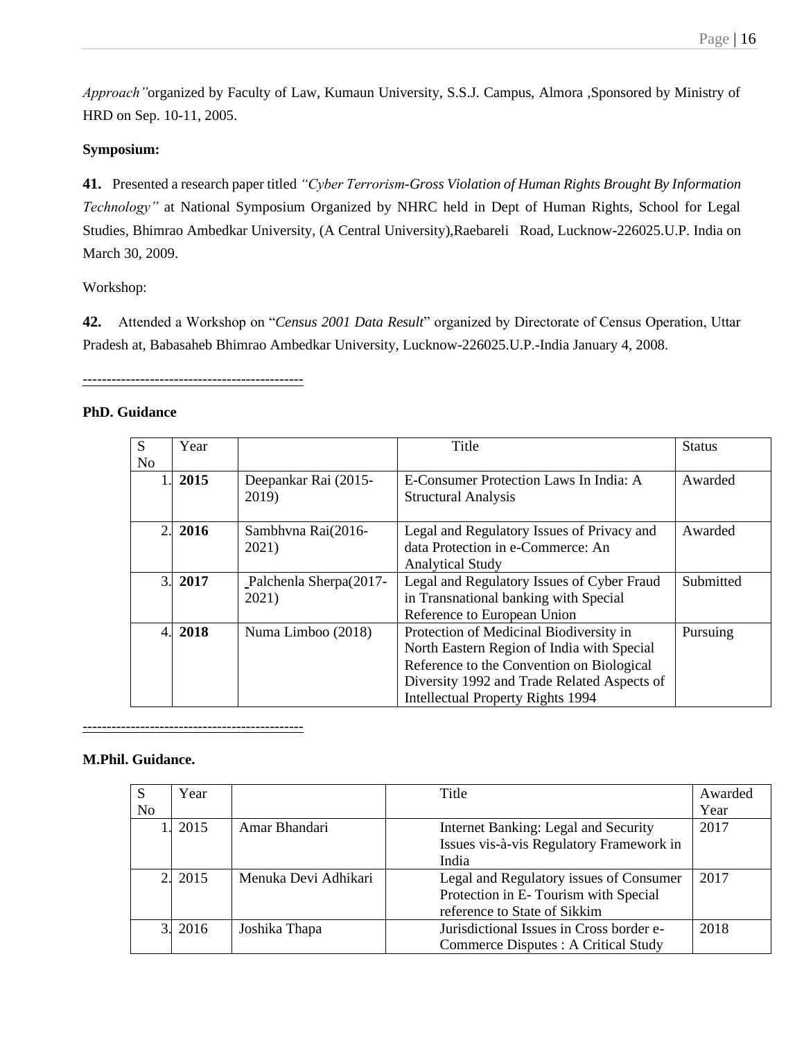*Approach"*organized by Faculty of Law, Kumaun University, S.S.J. Campus, Almora ,Sponsored by Ministry of HRD on Sep. 10-11, 2005.

**Symposium:**

**41.** Presented a research paper titled *"Cyber Terrorism-Gross Violation of Human Rights Brought By Information Technology"* at National Symposium Organized by NHRC held in Dept of Human Rights, School for Legal Studies, Bhimrao Ambedkar University, (A Central University),Raebareli Road, Lucknow-226025.U.P. India on March 30, 2009.

Workshop:

**42.** Attended a Workshop on "*Census 2001 Data Result*" organized by Directorate of Census Operation, Uttar Pradesh at, Babasaheb Bhimrao Ambedkar University, Lucknow-226025.U.P.-India January 4, 2008.

---

**PhD. Guidance**

| S No | Year | | Title | Status |
|---|---|---|---|---|
| 1. | **2015** | Deepankar Rai (2015-2019) | E-Consumer Protection Laws In India: A Structural Analysis | Awarded |
| 2. | **2016** | Sambhvna Rai(2016-2021) | Legal and Regulatory Issues of Privacy and data Protection in e-Commerce: An Analytical Study | Awarded |
| 3. | **2017** | Palchenla Sherpa(2017-2021) | Legal and Regulatory Issues of Cyber Fraud in Transnational banking with Special Reference to European Union | Submitted |
| 4. | **2018** | Numa Limboo (2018) | Protection of Medicinal Biodiversity in North Eastern Region of India with Special Reference to the Convention on Biological Diversity 1992 and Trade Related Aspects of Intellectual Property Rights 1994 | Pursuing |

---

**M.Phil. Guidance.**

| S No | Year | | Title | Awarded Year |
|---|---|---|---|---|
| 1. | 2015 | Amar Bhandari | Internet Banking: Legal and Security Issues vis-à-vis Regulatory Framework in India | 2017 |
| 2. | 2015 | Menuka Devi Adhikari | Legal and Regulatory issues of Consumer Protection in E- Tourism with Special reference to State of Sikkim | 2017 |
| 3. | 2016 | Joshika Thapa | Jurisdictional Issues in Cross border e-Commerce Disputes : A Critical Study | 2018 |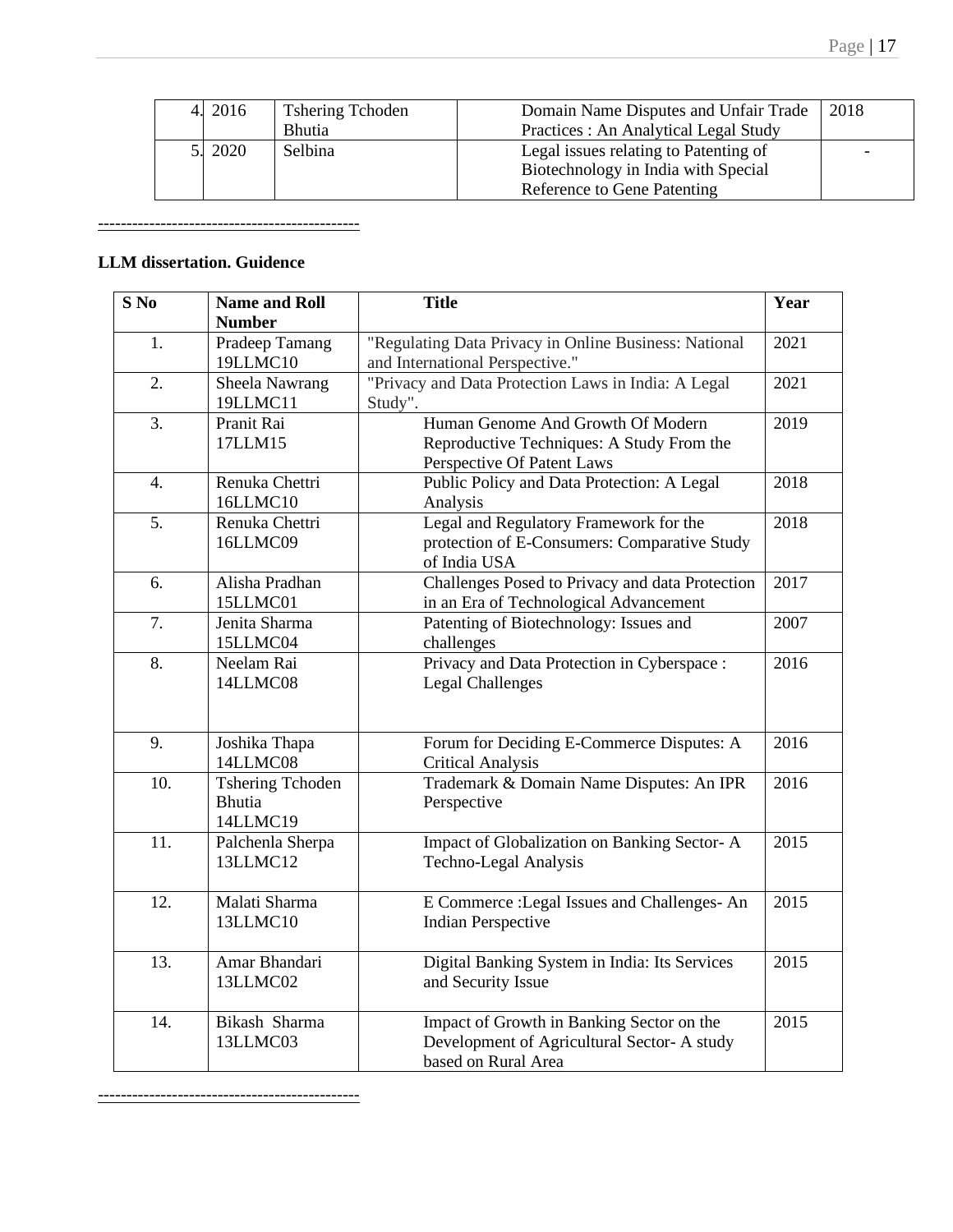| 4. | 2016 | Tshering Tchoden Bhutia | Domain Name Disputes and Unfair Trade Practices : An Analytical Legal Study | 2018 |
|---|---|---|---|---|
| 5. | 2020 | Selbina | Legal issues relating to Patenting of Biotechnology in India with Special Reference to Gene Patenting | - |

---------------------------------------------

**LLM dissertation. Guidence**

| S No | Name and Roll Number | Title | Year |
|---|---|---|---|
| 1. | Pradeep Tamang 19LLMC10 | "Regulating Data Privacy in Online Business: National and International Perspective." | 2021 |
| 2. | Sheela Nawrang 19LLMC11 | "Privacy and Data Protection Laws in India: A Legal Study". | 2021 |
| 3. | Pranit Rai 17LLM15 | Human Genome And Growth Of Modern Reproductive Techniques: A Study From the Perspective Of Patent Laws | 2019 |
| 4. | Renuka Chettri 16LLMC10 | Public Policy and Data Protection: A Legal Analysis | 2018 |
| 5. | Renuka Chettri 16LLMC09 | Legal and Regulatory Framework for the protection of E-Consumers: Comparative Study of India USA | 2018 |
| 6. | Alisha Pradhan 15LLMC01 | Challenges Posed to Privacy and data Protection in an Era of Technological Advancement | 2017 |
| 7. | Jenita Sharma 15LLMC04 | Patenting of Biotechnology: Issues and challenges | 2007 |
| 8. | Neelam Rai 14LLMC08 | Privacy and Data Protection in Cyberspace : Legal Challenges | 2016 |
| 9. | Joshika Thapa 14LLMC08 | Forum for Deciding E-Commerce Disputes: A Critical Analysis | 2016 |
| 10. | Tshering Tchoden Bhutia 14LLMC19 | Trademark & Domain Name Disputes: An IPR Perspective | 2016 |
| 11. | Palchenla Sherpa 13LLMC12 | Impact of Globalization on Banking Sector- A Techno-Legal Analysis | 2015 |
| 12. | Malati Sharma 13LLMC10 | E Commerce :Legal Issues and Challenges- An Indian Perspective | 2015 |
| 13. | Amar Bhandari 13LLMC02 | Digital Banking System in India: Its Services and Security Issue | 2015 |
| 14. | Bikash Sharma 13LLMC03 | Impact of Growth in Banking Sector on the Development of Agricultural Sector- A study based on Rural Area | 2015 |

---------------------------------------------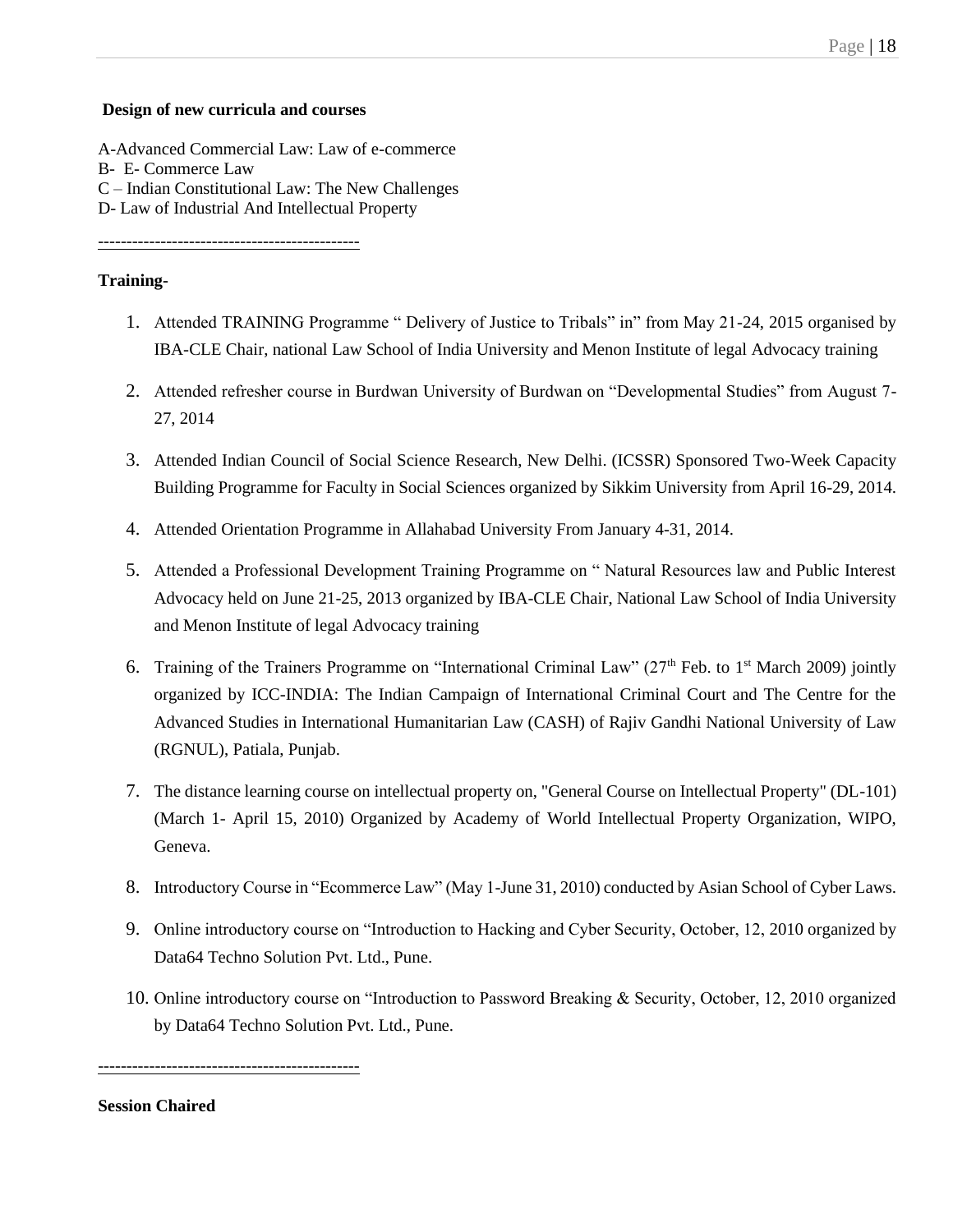**Design of new curricula and courses**

A-Advanced Commercial Law: Law of e-commerce
B- E- Commerce Law
C – Indian Constitutional Law: The New Challenges
D- Law of Industrial And Intellectual Property

----------------------------------------------

**Training-**

1. Attended TRAINING Programme " Delivery of Justice to Tribals" in" from May 21-24, 2015 organised by IBA-CLE Chair, national Law School of India University and Menon Institute of legal Advocacy training
2. Attended refresher course in Burdwan University of Burdwan on "Developmental Studies" from August 7-27, 2014
3. Attended Indian Council of Social Science Research, New Delhi. (ICSSR) Sponsored Two-Week Capacity Building Programme for Faculty in Social Sciences organized by Sikkim University from April 16-29, 2014.
4. Attended Orientation Programme in Allahabad University From January 4-31, 2014.
5. Attended a Professional Development Training Programme on " Natural Resources law and Public Interest Advocacy held on June 21-25, 2013 organized by IBA-CLE Chair, National Law School of India University and Menon Institute of legal Advocacy training
6. Training of the Trainers Programme on "International Criminal Law" (27th Feb. to 1st March 2009) jointly organized by ICC-INDIA: The Indian Campaign of International Criminal Court and The Centre for the Advanced Studies in International Humanitarian Law (CASH) of Rajiv Gandhi National University of Law (RGNUL), Patiala, Punjab.
7. The distance learning course on intellectual property on, "General Course on Intellectual Property" (DL-101) (March 1- April 15, 2010) Organized by Academy of World Intellectual Property Organization, WIPO, Geneva.
8. Introductory Course in "Ecommerce Law" (May 1-June 31, 2010) conducted by Asian School of Cyber Laws.
9. Online introductory course on "Introduction to Hacking and Cyber Security, October, 12, 2010 organized by Data64 Techno Solution Pvt. Ltd., Pune.
10. Online introductory course on "Introduction to Password Breaking & Security, October, 12, 2010 organized by Data64 Techno Solution Pvt. Ltd., Pune.

----------------------------------------------

**Session Chaired**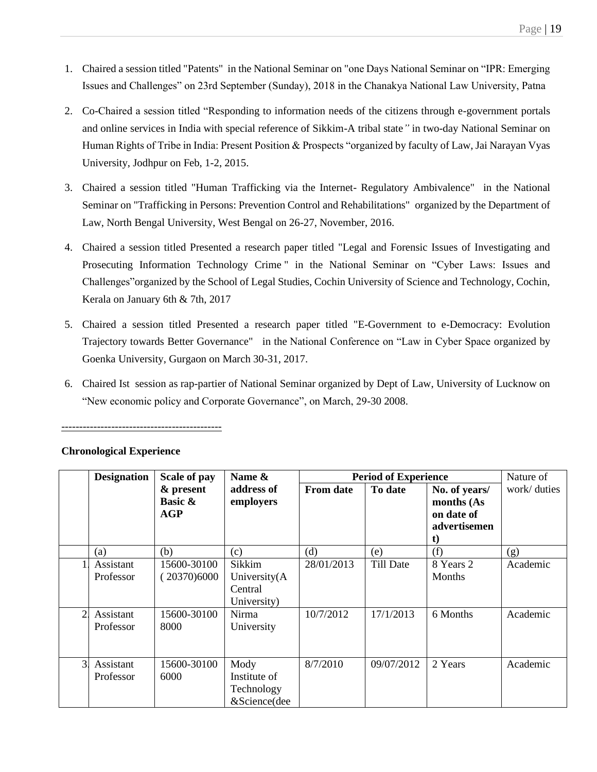1. Chaired a session titled "Patents" in the National Seminar on "one Days National Seminar on "IPR: Emerging Issues and Challenges" on 23rd September (Sunday), 2018 in the Chanakya National Law University, Patna

2. Co-Chaired a session titled "Responding to information needs of the citizens through e-government portals and online services in India with special reference of Sikkim-A tribal state" in two-day National Seminar on Human Rights of Tribe in India: Present Position & Prospects "organized by faculty of Law, Jai Narayan Vyas University, Jodhpur on Feb, 1-2, 2015.

3. Chaired a session titled "Human Trafficking via the Internet- Regulatory Ambivalence" in the National Seminar on "Trafficking in Persons: Prevention Control and Rehabilitations" organized by the Department of Law, North Bengal University, West Bengal on 26-27, November, 2016.

4. Chaired a session titled Presented a research paper titled "Legal and Forensic Issues of Investigating and Prosecuting Information Technology Crime " in the National Seminar on "Cyber Laws: Issues and Challenges"organized by the School of Legal Studies, Cochin University of Science and Technology, Cochin, Kerala on January 6th & 7th, 2017

5. Chaired a session titled Presented a research paper titled "E-Government to e-Democracy: Evolution Trajectory towards Better Governance" in the National Conference on "Law in Cyber Space organized by Goenka University, Gurgaon on March 30-31, 2017.

6. Chaired Ist session as rap-partier of National Seminar organized by Dept of Law, University of Lucknow on "New economic policy and Corporate Governance", on March, 29-30 2008.

---

**Chronological Experience**

| | **Designation** | **Scale of pay & present Basic & AGP** | **Name & address of employers** | **Period of Experience** | | | Nature of work/ duties |
|---|---|---|---|---|---|---|---|
| | | | | **From date** | **To date** | **No. of years/ months (As on date of advertisement)** | |
| | (a) | (b) | (c) | (d) | (e) | (f) | (g) |
| 1. | Assistant Professor | 15600-30100 ( 20370)6000 | Sikkim University(A Central University) | 28/01/2013 | Till Date | 8 Years 2 Months | Academic |
| 2. | Assistant Professor | 15600-30100 8000 | Nirma University | 10/7/2012 | 17/1/2013 | 6 Months | Academic |
| 3. | Assistant Professor | 15600-30100 6000 | Mody Institute of Technology &Science(dee | 8/7/2010 | 09/07/2012 | 2 Years | Academic |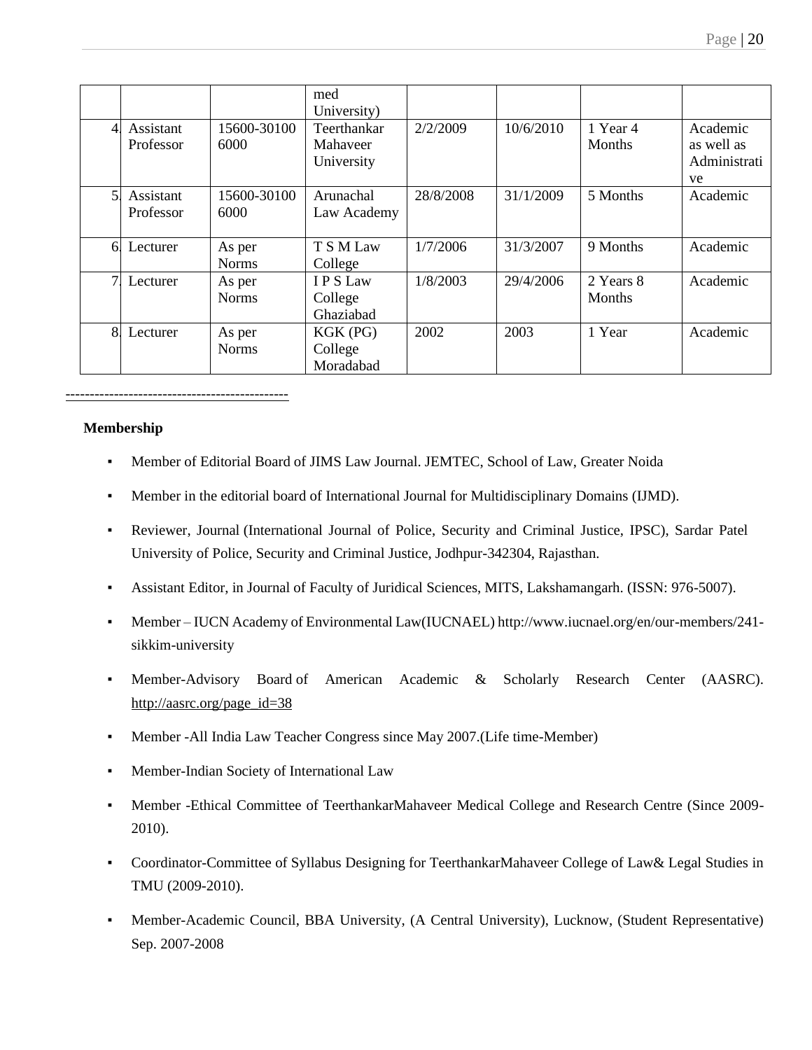| | | | med University) | | | | |
|---|---|---|---|---|---|---|---|
| 4. | Assistant Professor | 15600-30100 6000 | Teerthankar Mahaveer University | 2/2/2009 | 10/6/2010 | 1 Year 4 Months | Academic as well as Administrative |
| 5. | Assistant Professor | 15600-30100 6000 | Arunachal Law Academy | 28/8/2008 | 31/1/2009 | 5 Months | Academic |
| 6. | Lecturer | As per Norms | T S M Law College | 1/7/2006 | 31/3/2007 | 9 Months | Academic |
| 7. | Lecturer | As per Norms | I P S Law College Ghaziabad | 1/8/2003 | 29/4/2006 | 2 Years 8 Months | Academic |
| 8. | Lecturer | As per Norms | KGK (PG) College Moradabad | 2002 | 2003 | 1 Year | Academic |

---

**Membership**

- Member of Editorial Board of JIMS Law Journal. JEMTEC, School of Law, Greater Noida
- Member in the editorial board of International Journal for Multidisciplinary Domains (IJMD).
- Reviewer, Journal (International Journal of Police, Security and Criminal Justice, IPSC), Sardar Patel University of Police, Security and Criminal Justice, Jodhpur-342304, Rajasthan.
- Assistant Editor, in Journal of Faculty of Juridical Sciences, MITS, Lakshamangarh. (ISSN: 976-5007).
- Member – IUCN Academy of Environmental Law(IUCNAEL) http://www.iucnael.org/en/our-members/241-sikkim-university
- Member-Advisory Board of American Academic & Scholarly Research Center (AASRC). http://aasrc.org/page_id=38
- Member -All India Law Teacher Congress since May 2007.(Life time-Member)
- Member-Indian Society of International Law
- Member -Ethical Committee of TeerthankarMahaveer Medical College and Research Centre (Since 2009-2010).
- Coordinator-Committee of Syllabus Designing for TeerthankarMahaveer College of Law& Legal Studies in TMU (2009-2010).
- Member-Academic Council, BBA University, (A Central University), Lucknow, (Student Representative) Sep. 2007-2008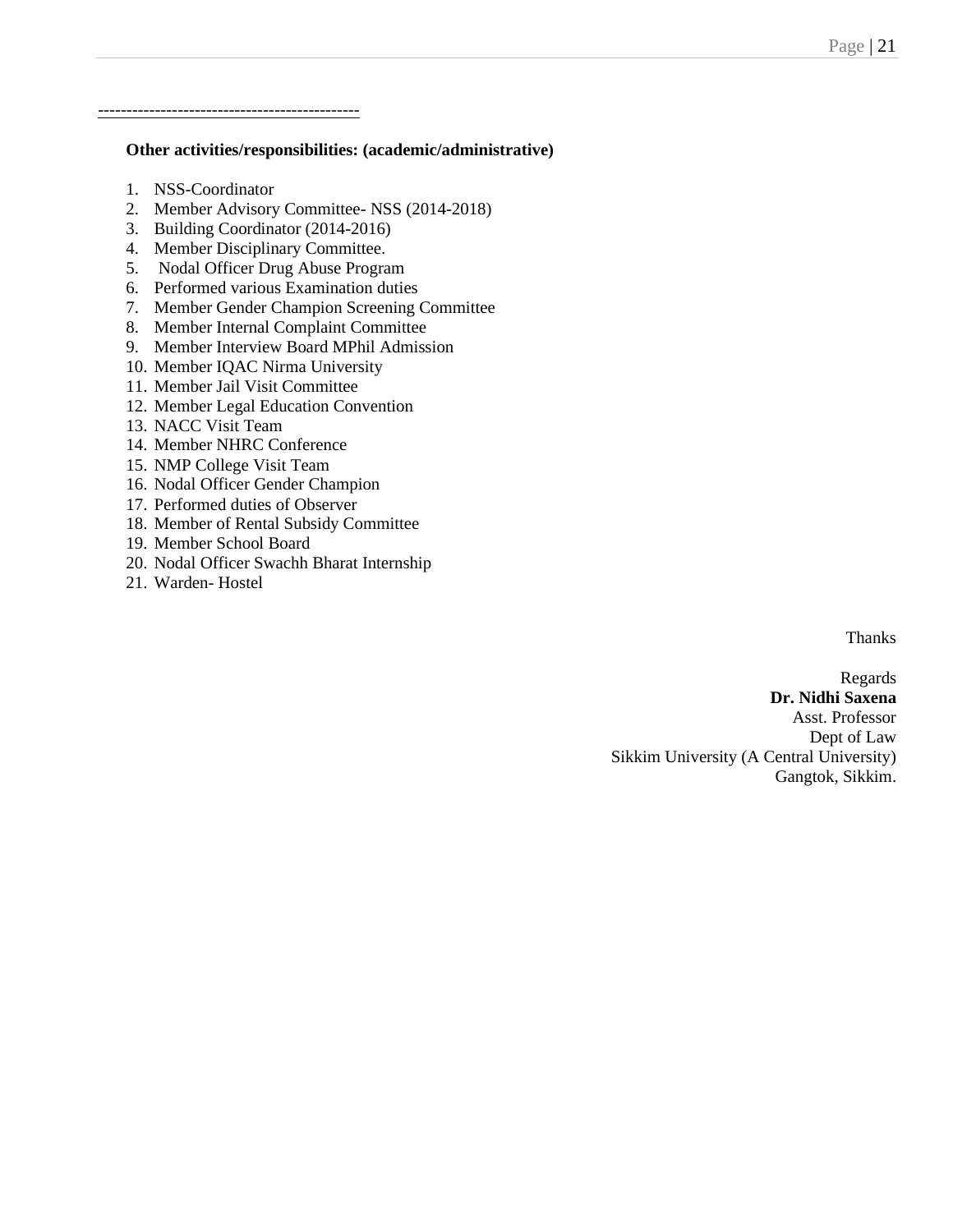---------------------------------------------

**Other activities/responsibilities: (academic/administrative)**

1. NSS-Coordinator
2. Member Advisory Committee- NSS (2014-2018)
3. Building Coordinator (2014-2016)
4. Member Disciplinary Committee.
5. Nodal Officer Drug Abuse Program
6. Performed various Examination duties
7. Member Gender Champion Screening Committee
8. Member Internal Complaint Committee
9. Member Interview Board MPhil Admission
10. Member IQAC Nirma University
11. Member Jail Visit Committee
12. Member Legal Education Convention
13. NACC Visit Team
14. Member NHRC Conference
15. NMP College Visit Team
16. Nodal Officer Gender Champion
17. Performed duties of Observer
18. Member of Rental Subsidy Committee
19. Member School Board
20. Nodal Officer Swachh Bharat Internship
21. Warden- Hostel

Thanks

Regards
**Dr. Nidhi Saxena**
Asst. Professor
Dept of Law
Sikkim University (A Central University)
Gangtok, Sikkim.